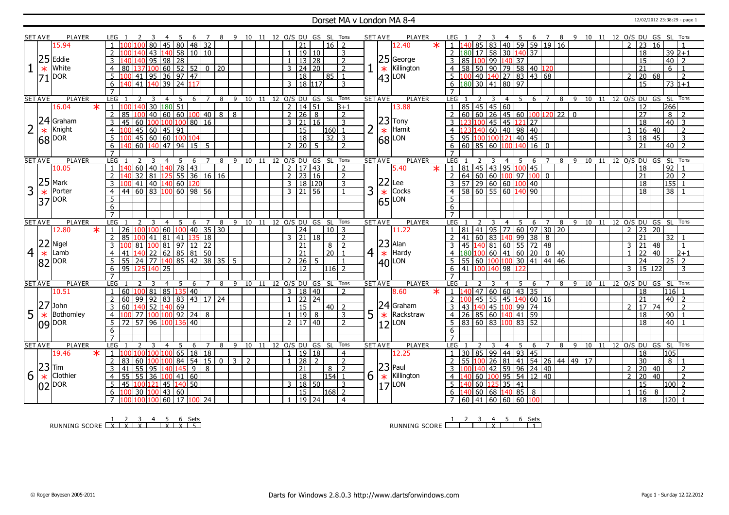# Dorset MA v London MA 8-4

12/02/2012 23:38:29 - page 1

## Set 1

| SET AVE | PLAYER | LEG | 1 | 2 | 3 | 4 | 5 | 6 | 7 | 8 | 9 | 10 | 11 | 12 | O/S | DU | GS | SL | Tons |
|---|---|---|---|---|---|---|---|---|---|---|---|---|---|---|---|---|---|---|---|
| 25.71 | 15.94 Eddie White * DOR | 1 | 100 | 100 | 80 | 45 | 80 | 48 | 32 | | | | | | | 21 | | 16 | 2 |
| | | 2 | 100 | 140 | 43 | 140 | 58 | 10 | 10 | | | | | | 1 | 19 | 10 | | 3 |
| | | 3 | 140 | 140 | 95 | 98 | 28 | | | | | | | | 1 | 13 | 28 | | 2 |
| | | 4 | 80 | 137 | 100 | 60 | 52 | 52 | 0 | 20 | | | | | 3 | 24 | 20 | | 2 |
| | | 5 | 100 | 41 | 95 | 36 | 97 | 47 | | | | | | | | 18 | | 85 | 1 |
| | | 6 | 140 | 41 | 140 | 39 | 24 | 117 | | | | | | | 3 | 18 | 117 | | 3 |
| | | 7 | | | | | | | | | | | | | | | | | |

| SET AVE | PLAYER | LEG | 1 | 2 | 3 | 4 | 5 | 6 | 7 | 8 | 9 | 10 | 11 | 12 | O/S | DU | GS | SL | Tons |
|---|---|---|---|---|---|---|---|---|---|---|---|---|---|---|---|---|---|---|---|
| 25.43 | 12.40 * George Killington * LON | 1 | 140 | 85 | 83 | 40 | 59 | 59 | 19 | 16 | | | | | 2 | 23 | 16 | | 1 |
| | | 2 | 180 | 17 | 58 | 30 | 140 | 37 | | | | | | | | 18 | | 39 | 2+1 |
| | | 3 | 85 | 100 | 99 | 140 | 37 | | | | | | | | | 15 | | 40 | 2 |
| | | 4 | 58 | 50 | 90 | 79 | 58 | 40 | 120 | | | | | | | 21 | | 6 | 1 |
| | | 5 | 100 | 40 | 140 | 27 | 83 | 43 | 68 | | | | | | 2 | 20 | 68 | | 2 |
| | | 6 | 180 | 30 | 41 | 80 | 97 | | | | | | | | | 15 | | 73 | 1+1 |
| | | 7 | | | | | | | | | | | | | | | | | |

## Set 2

| SET AVE | PLAYER | LEG | 1 | 2 | 3 | 4 | 5 | 6 | 7 | 8 | 9 | 10 | 11 | 12 | O/S | DU | GS | SL | Tons |
|---|---|---|---|---|---|---|---|---|---|---|---|---|---|---|---|---|---|---|---|
| 24.68 | 16.04 * Graham Knight * DOR | 1 | 100 | 140 | 30 | 180 | 51 | | | | | | | | 2 | 14 | 51 | | 3+1 |
| | | 2 | 85 | 100 | 40 | 60 | 60 | 100 | 40 | 8 | 8 | | | | 2 | 26 | 8 | | 2 |
| | | 3 | 45 | 60 | 100 | 100 | 100 | 80 | 16 | | | | | | 3 | 21 | 16 | | 3 |
| | | 4 | 100 | 45 | 60 | 45 | 91 | | | | | | | | | 15 | | 160 | 1 |
| | | 5 | 100 | 45 | 60 | 60 | 100 | 104 | | | | | | | | 18 | | 32 | 3 |
| | | 6 | 140 | 60 | 140 | 47 | 94 | 15 | 5 | | | | | | 2 | 20 | 5 | | 2 |
| | | 7 | | | | | | | | | | | | | | | | | |

| SET AVE | PLAYER | LEG | 1 | 2 | 3 | 4 | 5 | 6 | 7 | 8 | 9 | 10 | 11 | 12 | O/S | DU | GS | SL | Tons |
|---|---|---|---|---|---|---|---|---|---|---|---|---|---|---|---|---|---|---|---|
| 23.68 | 13.88 Tony Hamit * LON | 1 | 85 | 45 | 45 | 60 | | | | | | | | | | 12 | | 266 | |
| | | 2 | 60 | 60 | 26 | 45 | 60 | 100 | 120 | 22 | 0 | | | | | 27 | | 8 | 2 |
| | | 3 | 123 | 100 | 45 | 45 | 121 | 27 | | | | | | | | 18 | | 40 | 3 |
| | | 4 | 123 | 140 | 60 | 40 | 98 | 40 | | | | | | | 1 | 16 | 40 | | 2 |
| | | 5 | 95 | 100 | 100 | 121 | 40 | 45 | | | | | | | 3 | 18 | 45 | | 3 |
| | | 6 | 60 | 85 | 60 | 100 | 140 | 16 | 0 | | | | | | | 21 | | 40 | 2 |
| | | 7 | | | | | | | | | | | | | | | | | |

## Set 3

| SET AVE | PLAYER | LEG | 1 | 2 | 3 | 4 | 5 | 6 | 7 | 8 | 9 | 10 | 11 | 12 | O/S | DU | GS | SL | Tons |
|---|---|---|---|---|---|---|---|---|---|---|---|---|---|---|---|---|---|---|---|
| 25.37 | 10.05 Mark Porter * DOR | 1 | 140 | 60 | 40 | 140 | 78 | 43 | | | | | | | 2 | 17 | 43 | | 2 |
| | | 2 | 140 | 32 | 81 | 125 | 55 | 36 | 16 | 16 | | | | | 2 | 23 | 16 | | 2 |
| | | 3 | 100 | 41 | 40 | 140 | 60 | 120 | | | | | | | 3 | 18 | 120 | | 3 |
| | | 4 | 44 | 60 | 83 | 100 | 60 | 98 | 56 | | | | | | 3 | 21 | 56 | | 1 |
| | | 5 | | | | | | | | | | | | | | | | | |
| | | 6 | | | | | | | | | | | | | | | | | |
| | | 7 | | | | | | | | | | | | | | | | | |

| SET AVE | PLAYER | LEG | 1 | 2 | 3 | 4 | 5 | 6 | 7 | 8 | 9 | 10 | 11 | 12 | O/S | DU | GS | SL | Tons |
|---|---|---|---|---|---|---|---|---|---|---|---|---|---|---|---|---|---|---|---|
| 22.65 | 5.40 * Lee Cocks * LON | 1 | 81 | 45 | 43 | 95 | 100 | 45 | | | | | | | | 18 | | 92 | 1 |
| | | 2 | 64 | 60 | 60 | 100 | 97 | 100 | 0 | | | | | | | 21 | | 20 | 2 |
| | | 3 | 57 | 29 | 60 | 60 | 100 | 40 | | | | | | | | 18 | | 155 | 1 |
| | | 4 | 58 | 60 | 55 | 60 | 140 | 90 | | | | | | | | 18 | | 38 | 1 |
| | | 5 | | | | | | | | | | | | | | | | | |
| | | 6 | | | | | | | | | | | | | | | | | |
| | | 7 | | | | | | | | | | | | | | | | | |

## Set 4

| SET AVE | PLAYER | LEG | 1 | 2 | 3 | 4 | 5 | 6 | 7 | 8 | 9 | 10 | 11 | 12 | O/S | DU | GS | SL | Tons |
|---|---|---|---|---|---|---|---|---|---|---|---|---|---|---|---|---|---|---|---|
| 22.82 | 12.80 * Nigel Lamb * DOR | 1 | 26 | 100 | 100 | 60 | 100 | 40 | 35 | 30 | | | | | | 24 | | 10 | 3 |
| | | 2 | 85 | 100 | 41 | 81 | 41 | 135 | 18 | | | | | | 3 | 21 | 18 | | 2 |
| | | 3 | 100 | 81 | 100 | 81 | 97 | 12 | 22 | | | | | | | 21 | | 8 | 2 |
| | | 4 | 41 | 140 | 22 | 62 | 85 | 81 | 50 | | | | | | | 21 | | 20 | 1 |
| | | 5 | 55 | 24 | 77 | 140 | 85 | 42 | 38 | 35 | 5 | | | | 2 | 26 | 5 | | 1 |
| | | 6 | 95 | 125 | 140 | 25 | | | | | | | | | | 12 | | 116 | 2 |
| | | 7 | | | | | | | | | | | | | | | | | |

| SET AVE | PLAYER | LEG | 1 | 2 | 3 | 4 | 5 | 6 | 7 | 8 | 9 | 10 | 11 | 12 | O/S | DU | GS | SL | Tons |
|---|---|---|---|---|---|---|---|---|---|---|---|---|---|---|---|---|---|---|---|
| 23.40 | 11.22 Alan Hardy * LON | 1 | 81 | 41 | 95 | 77 | 60 | 97 | 30 | 20 | | | | | 2 | 23 | 20 | | |
| | | 2 | 41 | 60 | 83 | 140 | 99 | 38 | 8 | | | | | | | 21 | | 32 | 1 |
| | | 3 | 45 | 140 | 81 | 60 | 55 | 72 | 48 | | | | | | 3 | 21 | 48 | | 1 |
| | | 4 | 180 | 100 | 60 | 41 | 60 | 20 | 0 | 40 | | | | | 1 | 22 | 40 | | 2+1 |
| | | 5 | 55 | 60 | 100 | 100 | 30 | 41 | 44 | 46 | | | | | | 24 | | 25 | 2 |
| | | 6 | 41 | 100 | 140 | 98 | 122 | | | | | | | | 3 | 15 | 122 | | 3 |
| | | 7 | | | | | | | | | | | | | | | | | |

## Set 5

| SET AVE | PLAYER | LEG | 1 | 2 | 3 | 4 | 5 | 6 | 7 | 8 | 9 | 10 | 11 | 12 | O/S | DU | GS | SL | Tons |
|---|---|---|---|---|---|---|---|---|---|---|---|---|---|---|---|---|---|---|---|
| 27.09 | 10.51 John Bothomley * DOR | 1 | 60 | 100 | 81 | 85 | 135 | 40 | | | | | | | 3 | 18 | 40 | | 2 |
| | | 2 | 60 | 99 | 92 | 83 | 83 | 43 | 17 | 24 | | | | | 1 | 22 | 24 | | |
| | | 3 | 60 | 140 | 52 | 140 | 69 | | | | | | | | | 15 | | 40 | 2 |
| | | 4 | 100 | 77 | 100 | 100 | 92 | 24 | 8 | | | | | | 1 | 19 | 8 | | 3 |
| | | 5 | 72 | 57 | 96 | 100 | 136 | 40 | | | | | | | 2 | 17 | 40 | | 2 |
| | | 6 | | | | | | | | | | | | | | | | | |
| | | 7 | | | | | | | | | | | | | | | | | |

| SET AVE | PLAYER | LEG | 1 | 2 | 3 | 4 | 5 | 6 | 7 | 8 | 9 | 10 | 11 | 12 | O/S | DU | GS | SL | Tons |
|---|---|---|---|---|---|---|---|---|---|---|---|---|---|---|---|---|---|---|---|
| 24.12 | 8.60 * Graham Rackstraw * LON | 1 | 140 | 47 | 60 | 60 | 43 | 35 | | | | | | | | 18 | | 116 | 1 |
| | | 2 | 100 | 45 | 55 | 45 | 140 | 60 | 16 | | | | | | | 21 | | 40 | 2 |
| | | 3 | 43 | 140 | 45 | 100 | 99 | 74 | | | | | | | 2 | 17 | 74 | | 2 |
| | | 4 | 26 | 85 | 60 | 140 | 41 | 59 | | | | | | | | 18 | | 90 | 1 |
| | | 5 | 83 | 60 | 83 | 100 | 83 | 52 | | | | | | | | 18 | | 40 | 1 |
| | | 6 | | | | | | | | | | | | | | | | | |
| | | 7 | | | | | | | | | | | | | | | | | |

## Set 6

| SET AVE | PLAYER | LEG | 1 | 2 | 3 | 4 | 5 | 6 | 7 | 8 | 9 | 10 | 11 | 12 | O/S | DU | GS | SL | Tons |
|---|---|---|---|---|---|---|---|---|---|---|---|---|---|---|---|---|---|---|---|
| 23.02 | 19.46 * Tim Clothier * DOR | 1 | 100 | 100 | 100 | 100 | 65 | 18 | 18 | | | | | | 1 | 19 | 18 | | 4 |
| | | 2 | 83 | 60 | 100 | 100 | 84 | 54 | 15 | 0 | 3 | 2 | | | 1 | 28 | 2 | | 2 |
| | | 3 | 41 | 55 | 95 | 140 | 145 | 9 | 8 | | | | | | | 21 | | 8 | 2 |
| | | 4 | 55 | 55 | 36 | 100 | 41 | 60 | | | | | | | | 18 | | 154 | 1 |
| | | 5 | 45 | 100 | 121 | 45 | 140 | 50 | | | | | | | 3 | 18 | 50 | | 3 |
| | | 6 | 100 | 30 | 100 | 43 | 60 | | | | | | | | | 15 | | 168 | 2 |
| | | 7 | 100 | 100 | 100 | 60 | 17 | 100 | 24 | | | | | | 1 | 19 | 24 | | 4 |

| SET AVE | PLAYER | LEG | 1 | 2 | 3 | 4 | 5 | 6 | 7 | 8 | 9 | 10 | 11 | 12 | O/S | DU | GS | SL | Tons |
|---|---|---|---|---|---|---|---|---|---|---|---|---|---|---|---|---|---|---|---|
| 23.17 | 12.25 Paul Killington * LON | 1 | 30 | 85 | 99 | 44 | 93 | 45 | | | | | | | | 18 | | 105 | |
| | | 2 | 55 | 100 | 26 | 81 | 41 | 54 | 26 | 44 | 49 | 17 | | | | 30 | | 8 | 1 |
| | | 3 | 100 | 140 | 42 | 59 | 96 | 24 | 40 | | | | | | 2 | 20 | 40 | | 2 |
| | | 4 | 140 | 60 | 100 | 95 | 54 | 12 | 40 | | | | | | 2 | 20 | 40 | | 2 |
| | | 5 | 140 | 60 | 125 | 35 | 41 | | | | | | | | | 15 | | 100 | 2 |
| | | 6 | 140 | 60 | 68 | 140 | 85 | 8 | | | | | | | 1 | 16 | 8 | | 2 |
| | | 7 | 60 | 41 | 60 | 60 | 60 | 100 | | | | | | | | 18 | | 120 | 1 |

## Running Score

| | 1 | 2 | 3 | 4 | 5 | 6 | Sets |
|---|---|---|---|---|---|---|---|
| DOR | X | X | X | | X | X | 5 |
| LON | | | | X | | | 1 |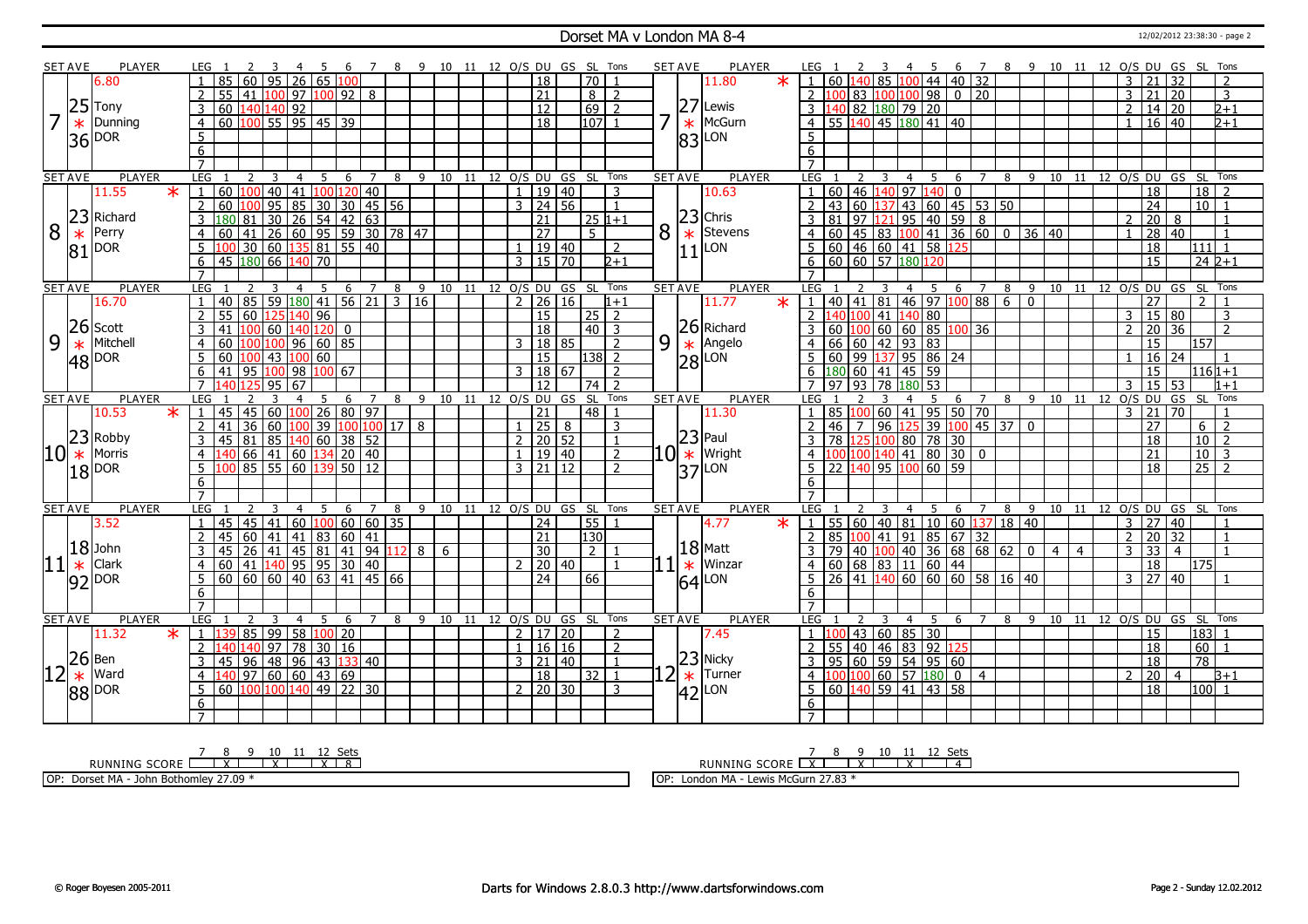# Dorset MA v London MA 8-4

12/02/2012 23:38:30 - page 2

| SET | AVE | PLAYER | LEG | 1 | 2 | 3 | 4 | 5 | 6 | 7 | 8 | 9 | 10 | 11 | 12 | O/S | DU | GS | SL | Tons | SET | AVE | PLAYER | LEG | 1 | 2 | 3 | 4 | 5 | 6 | 7 | 8 | 9 | 10 | 11 | 12 | O/S | DU | GS | SL | Tons |
|---|---|---|---|---|---|---|---|---|---|---|---|---|---|---|---|---|---|---|---|---|---|---|---|---|---|---|---|---|---|---|---|---|---|---|---|---|---|---|---|---|---|
| 7 | 6.80 / 25.36 | Tony Dunning DOR | 1 | 85 | 60 | 95 | 26 | 65 | 100 | | | | | | | | 18 | | 70 | 1 | 7 | 11.80 * / 27.83 | Lewis McGurn LON | 1 | 60 | 140 | 85 | 100 | 44 | 40 | 32 | | | | | | 3 | 21 | 32 | | 2 |
| | | | 2 | 55 | 41 | 100 | 97 | 100 | 92 | 8 | | | | | | | 21 | | 8 | 2 | | | | 2 | 100 | 83 | 100 | 100 | 98 | 0 | 20 | | | | | | 3 | 21 | 20 | | 3 |
| | | | 3 | 60 | 140 | 140 | 92 | | | | | | | | | | 12 | | 69 | 2 | | | | 3 | 140 | 82 | 180 | 79 | 20 | | | | | | | | 2 | 14 | 20 | | 2+1 |
| | | | 4 | 60 | 100 | 55 | 95 | 45 | 39 | | | | | | | | 18 | | 107 | 1 | | | | 4 | 55 | 140 | 45 | 180 | 41 | 40 | | | | | | | 1 | 16 | 40 | | 2+1 |
| 8 | 11.55 * / 23.81 | Richard Perry DOR | 1 | 60 | 100 | 40 | 41 | 100 | 120 | 40 | | | | | | 1 | 19 | 40 | | 3 | 8 | 10.63 / 23.11 | Chris Stevens LON | 1 | 60 | 46 | 140 | 97 | 140 | 0 | | | | | | | | 18 | | 18 | 2 |
| | | | 2 | 60 | 100 | 95 | 85 | 30 | 30 | 45 | 56 | | | | | 3 | 24 | 56 | | 1 | | | | 2 | 43 | 60 | 137 | 43 | 60 | 45 | 53 | 50 | | | | | | 24 | | 10 | 1 |
| | | | 3 | 180 | 81 | 30 | 26 | 54 | 42 | 63 | | | | | | | 21 | | 25 | 1+1 | | | | 3 | 81 | 97 | 121 | 95 | 40 | 59 | 8 | | | | | | 2 | 20 | 8 | | 1 |
| | | | 4 | 60 | 41 | 26 | 60 | 95 | 59 | 30 | 78 | 47 | | | | | 27 | | 5 | | | | | 4 | 60 | 45 | 83 | 100 | 41 | 36 | 60 | 0 | 36 | 40 | | | 1 | 28 | 40 | | 1 |
| | | | 5 | 100 | 30 | 60 | 135 | 81 | 55 | 40 | | | | | | 1 | 19 | 40 | | 2 | | | | 5 | 60 | 46 | 60 | 41 | 58 | 125 | | | | | | | | 18 | | 111 | 1 |
| | | | 6 | 45 | 180 | 66 | 140 | 70 | | | | | | | | 3 | 15 | 70 | | 2+1 | | | | 6 | 60 | 60 | 57 | 180 | 120 | | | | | | | | | 15 | | 24 | 2+1 |
| 9 | 16.70 / 26.48 | Scott Mitchell DOR | 1 | 40 | 85 | 59 | 180 | 41 | 56 | 21 | 3 | 16 | | | | 2 | 26 | 16 | | 1+1 | 9 | 11.77 * / 26.28 | Richard Angelo LON | 1 | 40 | 41 | 81 | 46 | 97 | 100 | 88 | 6 | 0 | | | | | 27 | | 2 | 1 |
| | | | 2 | 55 | 60 | 125 | 140 | 96 | | | | | | | | | 15 | | 25 | 2 | | | | 2 | 140 | 100 | 41 | 140 | 80 | | | | | | | | 3 | 15 | 80 | | 3 |
| | | | 3 | 41 | 100 | 60 | 140 | 120 | 0 | | | | | | | | 18 | | 40 | 3 | | | | 3 | 60 | 100 | 60 | 60 | 85 | 100 | 36 | | | | | | 2 | 20 | 36 | | 2 |
| | | | 4 | 60 | 100 | 100 | 96 | 60 | 85 | | | | | | | 3 | 18 | 85 | | 2 | | | | 4 | 66 | 60 | 42 | 93 | 83 | | | | | | | | | 15 | | 157 | |
| | | | 5 | 60 | 100 | 43 | 100 | 60 | | | | | | | | | 15 | | 138 | 2 | | | | 5 | 60 | 99 | 137 | 95 | 86 | 24 | | | | | | | 1 | 16 | 24 | | 1 |
| | | | 6 | 41 | 95 | 100 | 98 | 100 | 67 | | | | | | | 3 | 18 | 67 | | 2 | | | | 6 | 180 | 60 | 41 | 45 | 59 | | | | | | | | | 15 | | 116 | 1+1 |
| | | | 7 | 140 | 125 | 95 | 67 | | | | | | | | | | 12 | | 74 | 2 | | | | 7 | 97 | 93 | 78 | 180 | 53 | | | | | | | | 3 | 15 | 53 | | 1+1 |
| 10 | 10.53 * / 23.18 | Robby Morris DOR | 1 | 45 | 45 | 60 | 100 | 26 | 80 | 97 | | | | | | | 21 | | 48 | 1 | 10 | 11.30 / 23.37 | Paul Wright LON | 1 | 85 | 100 | 60 | 41 | 95 | 50 | 70 | | | | | | 3 | 21 | 70 | | 1 |
| | | | 2 | 41 | 36 | 60 | 100 | 39 | 100 | 100 | 17 | 8 | | | | 1 | 25 | 8 | | 3 | | | | 2 | 46 | 7 | 96 | 125 | 39 | 100 | 45 | 37 | 0 | | | | | 27 | | 6 | 2 |
| | | | 3 | 45 | 81 | 85 | 140 | 60 | 38 | 52 | | | | | | 2 | 20 | 52 | | 1 | | | | 3 | 78 | 125 | 100 | 80 | 78 | 30 | | | | | | | | 18 | | 10 | 2 |
| | | | 4 | 140 | 66 | 41 | 60 | 134 | 20 | 40 | | | | | | 1 | 19 | 40 | | 2 | | | | 4 | 100 | 100 | 140 | 41 | 80 | 30 | 0 | | | | | | | 21 | | 10 | 3 |
| | | | 5 | 100 | 85 | 55 | 60 | 139 | 50 | 12 | | | | | | 3 | 21 | 12 | | 2 | | | | 5 | 22 | 140 | 95 | 100 | 60 | 59 | | | | | | | | 18 | | 25 | 2 |
| 11 | 3.52 / 18.92 | John Clark DOR | 1 | 45 | 45 | 41 | 60 | 100 | 60 | 60 | 35 | | | | | | 24 | | 55 | 1 | 11 | 4.77 * / 18.64 | Matt Winzar LON | 1 | 55 | 60 | 40 | 81 | 10 | 60 | 137 | 18 | 40 | | | | 3 | 27 | 40 | | 1 |
| | | | 2 | 45 | 60 | 41 | 41 | 83 | 60 | 41 | | | | | | | 21 | | 130 | | | | | 2 | 85 | 100 | 41 | 91 | 85 | 67 | 32 | | | | | | 2 | 20 | 32 | | 1 |
| | | | 3 | 45 | 26 | 41 | 45 | 81 | 41 | 94 | 112 | 8 | 6 | | | | 30 | | 2 | 1 | | | | 3 | 79 | 40 | 100 | 40 | 36 | 68 | 68 | 62 | 0 | 4 | 4 | | 3 | 33 | 4 | | 1 |
| | | | 4 | 60 | 41 | 140 | 95 | 95 | 30 | 40 | | | | | | 2 | 20 | 40 | | 1 | | | | 4 | 60 | 68 | 83 | 11 | 60 | 44 | | | | | | | | 18 | | 175 | |
| | | | 5 | 60 | 60 | 60 | 40 | 63 | 41 | 45 | 66 | | | | | | 24 | | 66 | | | | | 5 | 26 | 41 | 140 | 60 | 60 | 60 | 58 | 16 | 40 | | | | 3 | 27 | 40 | | 1 |
| 12 | 11.32 * / 26.88 | Ben Ward DOR | 1 | 139 | 85 | 99 | 58 | 100 | 20 | | | | | | | 2 | 17 | 20 | | 2 | 12 | 7.45 / 23.42 | Nicky Turner LON | 1 | 100 | 43 | 60 | 85 | 30 | | | | | | | | | 15 | | 183 | 1 |
| | | | 2 | 140 | 140 | 97 | 78 | 30 | 16 | | | | | | | 1 | 16 | 16 | | 2 | | | | 2 | 55 | 40 | 46 | 83 | 92 | 125 | | | | | | | | 18 | | 60 | 1 |
| | | | 3 | 45 | 96 | 48 | 96 | 43 | 133 | 40 | | | | | | 3 | 21 | 40 | | 1 | | | | 3 | 95 | 60 | 59 | 54 | 95 | 60 | | | | | | | | 18 | | 78 | |
| | | | 4 | 140 | 97 | 60 | 60 | 43 | 69 | | | | | | | | 18 | | 32 | 1 | | | | 4 | 100 | 100 | 60 | 57 | 180 | 0 | 4 | | | | | | 2 | 20 | 4 | | 3+1 |
| | | | 5 | 60 | 100 | 100 | 140 | 49 | 22 | 30 | | | | | | 2 | 20 | 30 | | 3 | | | | 5 | 60 | 140 | 59 | 41 | 43 | 58 | | | | | | | | 18 | | 100 | 1 |

| RUNNING SCORE | 7 | 8 | 9 | 10 | 11 | 12 | Sets |
|---|---|---|---|---|---|---|---|
| Dorset MA | | X | | X | | X | 8 |
| London MA | X | | X | | X | | 4 |

OP: Dorset MA - John Bothomley 27.09 *

OP: London MA - Lewis McGurn 27.83 *

© Roger Boyesen 2005-2011 — Darts for Windows 2.8.0.3 http://www.dartsforwindows.com — Page 2 - Sunday 12.02.2012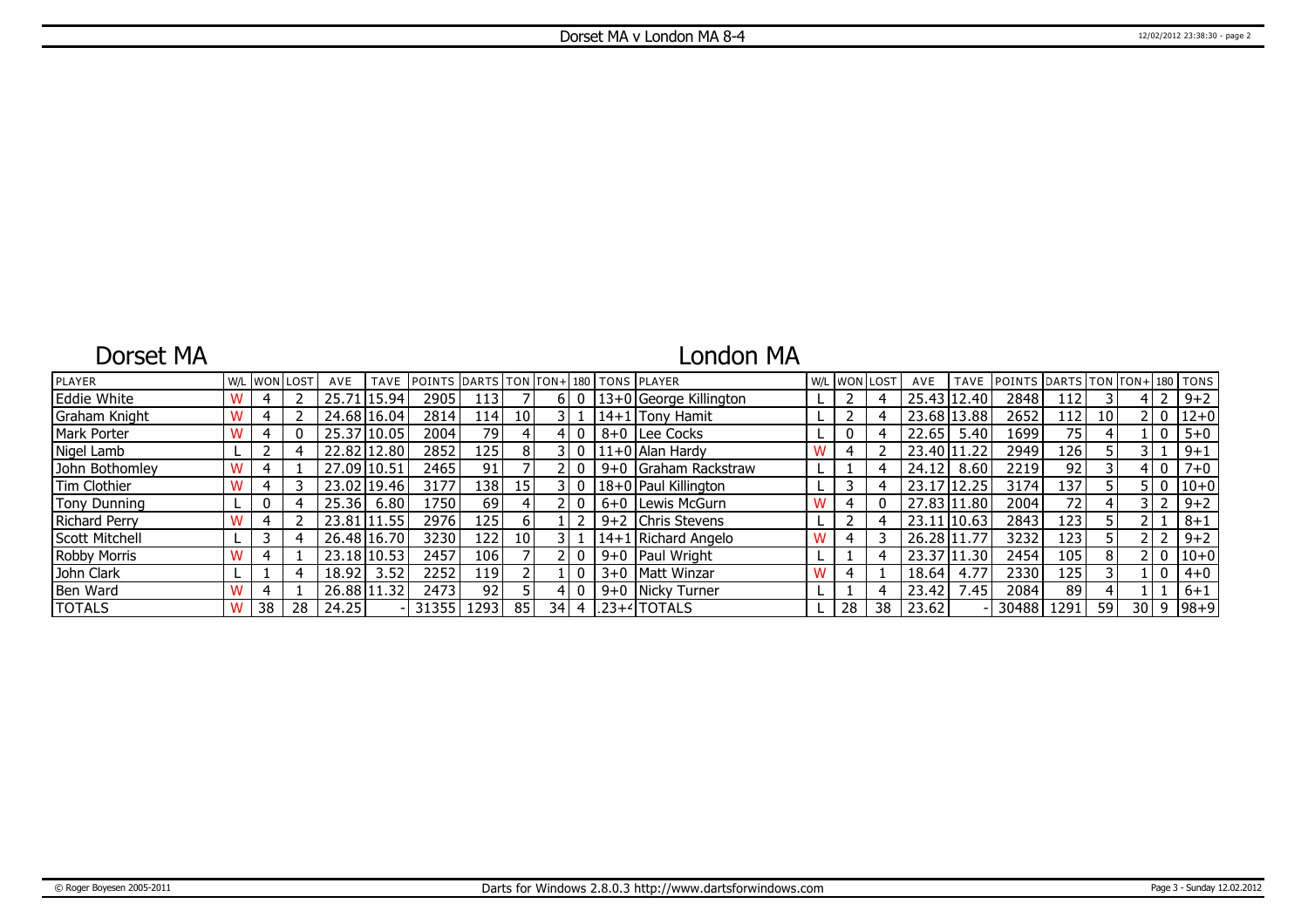# Dorset MA v London MA 8-4

## Dorset MA

## London MA

| PLAYER | W/L | WON | LOST | AVE | TAVE | POINTS | DARTS | TON | TON+ | 180 | TONS | PLAYER | W/L | WON | LOST | AVE | TAVE | POINTS | DARTS | TON | TON+ | 180 | TONS |
|---|---|---|---|---|---|---|---|---|---|---|---|---|---|---|---|---|---|---|---|---|---|---|---|
| Eddie White | W | 4 | 2 | 25.71 | 15.94 | 2905 | 113 | 7 | 6 | 0 | 13+0 | George Killington | L | 2 | 4 | 25.43 | 12.40 | 2848 | 112 | 3 | 4 | 2 | 9+2 |
| Graham Knight | W | 4 | 2 | 24.68 | 16.04 | 2814 | 114 | 10 | 3 | 1 | 14+1 | Tony Hamit | L | 2 | 4 | 23.68 | 13.88 | 2652 | 112 | 10 | 2 | 0 | 12+0 |
| Mark Porter | W | 4 | 0 | 25.37 | 10.05 | 2004 | 79 | 4 | 4 | 0 | 8+0 | Lee Cocks | L | 0 | 4 | 22.65 | 5.40 | 1699 | 75 | 4 | 1 | 0 | 5+0 |
| Nigel Lamb | L | 2 | 4 | 22.82 | 12.80 | 2852 | 125 | 8 | 3 | 0 | 11+0 | Alan Hardy | W | 4 | 2 | 23.40 | 11.22 | 2949 | 126 | 5 | 3 | 1 | 9+1 |
| John Bothomley | W | 4 | 1 | 27.09 | 10.51 | 2465 | 91 | 7 | 2 | 0 | 9+0 | Graham Rackstraw | L | 1 | 4 | 24.12 | 8.60 | 2219 | 92 | 3 | 4 | 0 | 7+0 |
| Tim Clothier | W | 4 | 3 | 23.02 | 19.46 | 3177 | 138 | 15 | 3 | 0 | 18+0 | Paul Killington | L | 3 | 4 | 23.17 | 12.25 | 3174 | 137 | 5 | 5 | 0 | 10+0 |
| Tony Dunning | L | 0 | 4 | 25.36 | 6.80 | 1750 | 69 | 4 | 2 | 0 | 6+0 | Lewis McGurn | W | 4 | 0 | 27.83 | 11.80 | 2004 | 72 | 4 | 3 | 2 | 9+2 |
| Richard Perry | W | 4 | 2 | 23.81 | 11.55 | 2976 | 125 | 6 | 1 | 2 | 9+2 | Chris Stevens | L | 2 | 4 | 23.11 | 10.63 | 2843 | 123 | 5 | 2 | 1 | 8+1 |
| Scott Mitchell | L | 3 | 4 | 26.48 | 16.70 | 3230 | 122 | 10 | 3 | 1 | 14+1 | Richard Angelo | W | 4 | 3 | 26.28 | 11.77 | 3232 | 123 | 5 | 2 | 2 | 9+2 |
| Robby Morris | W | 4 | 1 | 23.18 | 10.53 | 2457 | 106 | 7 | 2 | 0 | 9+0 | Paul Wright | L | 1 | 4 | 23.37 | 11.30 | 2454 | 105 | 8 | 2 | 0 | 10+0 |
| John Clark | L | 1 | 4 | 18.92 | 3.52 | 2252 | 119 | 2 | 1 | 0 | 3+0 | Matt Winzar | W | 4 | 1 | 18.64 | 4.77 | 2330 | 125 | 3 | 1 | 0 | 4+0 |
| Ben Ward | W | 4 | 1 | 26.88 | 11.32 | 2473 | 92 | 5 | 4 | 0 | 9+0 | Nicky Turner | L | 1 | 4 | 23.42 | 7.45 | 2084 | 89 | 4 | 1 | 1 | 6+1 |
| TOTALS | W | 38 | 28 | 24.25 | - | 31355 | 1293 | 85 | 34 | 4 | 123+4 | TOTALS | L | 28 | 38 | 23.62 | - | 30488 | 1291 | 59 | 30 | 9 | 98+9 |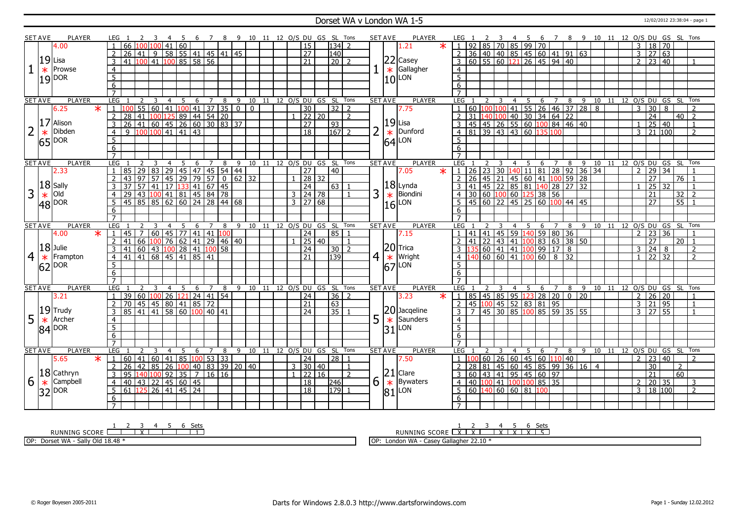# Dorset WA v London WA 1-5

12/02/2012 23:38:04 - page 1

| SET | AVE | PLAYER | LEG | 1 | 2 | 3 | 4 | 5 | 6 | 7 | 8 | 9 | 10 | 11 | 12 | O/S | DU | GS | SL | Tons | SET | AVE | PLAYER | LEG | 1 | 2 | 3 | 4 | 5 | 6 | 7 | 8 | 9 | 10 | 11 | 12 | O/S | DU | GS | SL | Tons |
|---|---|---|---|---|---|---|---|---|---|---|---|---|---|---|---|---|---|---|---|---|---|---|---|---|---|---|---|---|---|---|---|---|---|---|---|---|---|---|---|---|---|
| 1 | 4.00 19 19 | Lisa * Prowse DOR | 1 | 66 | 100 | 100 | 41 | 60 | | | | | | | | | 15 | | 134 | 2 | 1 | 1.21 * 22 10 | Casey * Gallagher LON | 1 | 92 | 85 | 70 | 85 | 99 | 70 | | | | | | | 3 | 18 | 70 | | |
| | | | 2 | 26 | 41 | 9 | 58 | 55 | 41 | 45 | 41 | 45 | | | | | 27 | | 140 | | | | | 2 | 36 | 40 | 40 | 85 | 45 | 60 | 41 | 91 | 63 | | | | 3 | 27 | 63 | | |
| | | | 3 | 41 | 100 | 41 | 100 | 85 | 58 | 56 | | | | | | | 21 | | 20 | 2 | | | | 3 | 60 | 55 | 60 | 121 | 26 | 45 | 94 | 40 | | | | | 2 | 23 | 40 | | 1 |
| 2 | 6.25 * 17 65 | Alison * Dibden DOR | 1 | 100 | 55 | 60 | 41 | 100 | 41 | 37 | 35 | 0 | 0 | | | | 30 | | 32 | 2 | 2 | 7.75 19 64 | Lisa * Dunford LON | 1 | 60 | 100 | 100 | 41 | 55 | 26 | 46 | 37 | 28 | 8 | | | 3 | 30 | 8 | | 2 |
| | | | 2 | 28 | 41 | 100 | 125 | 89 | 44 | 54 | 20 | | | | | 1 | 22 | 20 | | 2 | | | | 2 | 31 | 140 | 100 | 40 | 30 | 34 | 64 | 22 | | | | | | 24 | | 40 | 2 |
| | | | 3 | 26 | 41 | 60 | 45 | 26 | 60 | 30 | 83 | 37 | | | | | 27 | | 93 | | | | | 3 | 45 | 45 | 26 | 55 | 60 | 100 | 84 | 46 | 40 | | | | 1 | 25 | 40 | | 1 |
| | | | 4 | 9 | 100 | 100 | 41 | 41 | 43 | | | | | | | | 18 | | 167 | 2 | | | | 4 | 81 | 39 | 43 | 43 | 60 | 135 | 100 | | | | | | 3 | 21 | 100 | | 2 |
| 3 | 2.33 18 48 | Sally * Old DOR | 1 | 85 | 29 | 83 | 29 | 45 | 47 | 45 | 54 | 44 | | | | | 27 | | 40 | | 3 | 7.05 * 18 16 | Lynda * Biondini LON | 1 | 26 | 23 | 30 | 140 | 11 | 81 | 28 | 92 | 36 | 34 | | | 2 | 29 | 34 | | 1 |
| | | | 2 | 43 | 97 | 57 | 45 | 29 | 79 | 57 | 0 | 62 | 32 | | | 1 | 28 | 32 | | | | | | 2 | 26 | 45 | 21 | 45 | 60 | 41 | 100 | 59 | 28 | | | | | 27 | | 76 | 1 |
| | | | 3 | 37 | 57 | 41 | 17 | 133 | 41 | 67 | 45 | | | | | | 24 | | 63 | 1 | | | | 3 | 41 | 45 | 22 | 85 | 81 | 140 | 28 | 27 | 32 | | | | 1 | 25 | 32 | | 1 |
| | | | 4 | 29 | 43 | 100 | 41 | 81 | 45 | 84 | 78 | | | | | 3 | 24 | 78 | | 1 | | | | 4 | 30 | 60 | 100 | 60 | 125 | 38 | 56 | | | | | | | 21 | | 32 | 2 |
| | | | 5 | 45 | 85 | 85 | 62 | 60 | 24 | 28 | 44 | 68 | | | | 3 | 27 | 68 | | | | | | 5 | 45 | 60 | 22 | 45 | 25 | 60 | 100 | 44 | 45 | | | | | 27 | | 55 | 1 |
| 4 | 4.00 * 18 62 | Julie * Frampton DOR | 1 | 45 | 7 | 60 | 45 | 77 | 41 | 41 | 100 | | | | | | 24 | | 85 | 1 | 4 | 7.15 20 67 | Trica * Wright LON | 1 | 41 | 41 | 45 | 59 | 140 | 59 | 80 | 36 | | | | | 2 | 23 | 36 | | 1 |
| | | | 2 | 41 | 66 | 100 | 76 | 62 | 41 | 29 | 46 | 40 | | | | 1 | 25 | 40 | | 1 | | | | 2 | 41 | 22 | 43 | 41 | 100 | 83 | 63 | 38 | 50 | | | | | 27 | | 20 | 1 |
| | | | 3 | 41 | 60 | 43 | 100 | 28 | 41 | 100 | 58 | | | | | | 24 | | 30 | 2 | | | | 3 | 135 | 60 | 41 | 41 | 100 | 99 | 17 | 8 | | | | | 3 | 24 | 8 | | 2 |
| | | | 4 | 41 | 41 | 68 | 45 | 41 | 85 | 41 | | | | | | | 21 | | 139 | | | | | 4 | 140 | 60 | 60 | 41 | 100 | 60 | 8 | 32 | | | | | 1 | 22 | 32 | | 2 |
| 5 | 3.21 19 84 | Trudy * Archer DOR | 1 | 39 | 60 | 100 | 26 | 121 | 24 | 41 | 54 | | | | | | 24 | | 36 | 2 | 5 | 3.23 * 20 31 | Jacqeline * Saunders LON | 1 | 85 | 45 | 85 | 95 | 123 | 28 | 20 | 0 | 20 | | | | 2 | 26 | 20 | | 1 |
| | | | 2 | 70 | 45 | 45 | 80 | 41 | 85 | 72 | | | | | | | 21 | | 63 | | | | | 2 | 45 | 100 | 45 | 52 | 83 | 81 | 95 | | | | | | 3 | 21 | 95 | | 1 |
| | | | 3 | 85 | 41 | 41 | 58 | 60 | 100 | 40 | 41 | | | | | | 24 | | 35 | 1 | | | | 3 | 7 | 45 | 30 | 85 | 100 | 85 | 59 | 35 | 55 | | | | 3 | 27 | 55 | | 1 |
| 6 | 5.65 * 18 32 | Cathryn * Campbell DOR | 1 | 60 | 41 | 60 | 41 | 85 | 100 | 53 | 33 | | | | | | 24 | | 28 | 1 | 6 | 7.50 21 81 | Clare * Bywaters LON | 1 | 100 | 60 | 26 | 60 | 45 | 60 | 110 | 40 | | | | | 2 | 23 | 40 | | 2 |
| | | | 2 | 26 | 42 | 85 | 26 | 100 | 40 | 83 | 39 | 20 | 40 | | | 3 | 30 | 40 | | 1 | | | | 2 | 28 | 81 | 45 | 60 | 45 | 85 | 99 | 36 | 16 | 4 | | | | 30 | | 2 | |
| | | | 3 | 95 | 140 | 100 | 92 | 35 | 7 | 16 | 16 | | | | | 1 | 22 | 16 | | 2 | | | | 3 | 60 | 43 | 41 | 95 | 45 | 60 | 97 | | | | | | | 21 | | 60 | |
| | | | 4 | 40 | 43 | 22 | 45 | 60 | 45 | | | | | | | | 18 | | 246 | | | | | 4 | 40 | 100 | 41 | 100 | 100 | 85 | 35 | | | | | | 2 | 20 | 35 | | 3 |
| | | | 5 | 61 | 125 | 26 | 41 | 45 | 24 | | | | | | | | 18 | | 179 | 1 | | | | 5 | 60 | 140 | 60 | 60 | 81 | 100 | | | | | | | 3 | 18 | 100 | | 2 |

| RUNNING SCORE | 1 | 2 | 3 | 4 | 5 | 6 | Sets |
|---|---|---|---|---|---|---|---|
| Dorset WA | | | X | | | | 1 |
| London WA | X | X | | X | X | X | 5 |

OP: Dorset WA - Sally Old 18.48 *

OP: London WA - Casey Gallagher 22.10 *

© Roger Boyesen 2005-2011 | Darts for Windows 2.8.0.3 http://www.dartsforwindows.com | Page 1 - Sunday 12.02.2012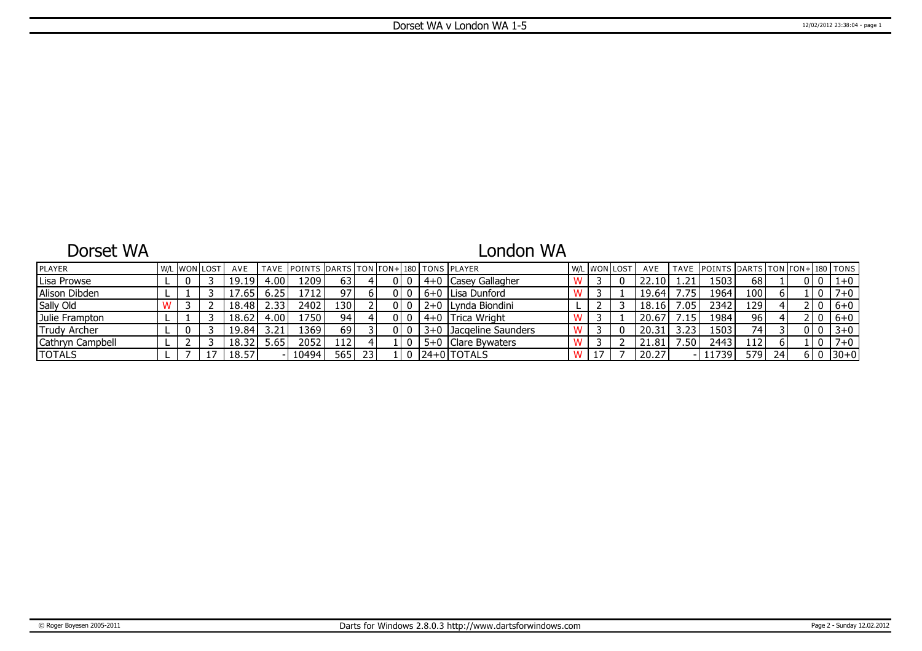# Dorset WA v London WA 1-5

## Dorset WA

## London WA

| PLAYER | W/L | WON | LOST | AVE | TAVE | POINTS | DARTS | TON | TON+ | 180 | TONS | PLAYER | W/L | WON | LOST | AVE | TAVE | POINTS | DARTS | TON | TON+ | 180 | TONS |
|---|---|---|---|---|---|---|---|---|---|---|---|---|---|---|---|---|---|---|---|---|---|---|---|
| Lisa Prowse | L | 0 | 3 | 19.19 | 4.00 | 1209 | 63 | 4 | 0 | 0 | 4+0 | Casey Gallagher | W | 3 | 0 | 22.10 | 1.21 | 1503 | 68 | 1 | 0 | 0 | 1+0 |
| Alison Dibden | L | 1 | 3 | 17.65 | 6.25 | 1712 | 97 | 6 | 0 | 0 | 6+0 | Lisa Dunford | W | 3 | 1 | 19.64 | 7.75 | 1964 | 100 | 6 | 1 | 0 | 7+0 |
| Sally Old | W | 3 | 2 | 18.48 | 2.33 | 2402 | 130 | 2 | 0 | 0 | 2+0 | Lynda Biondini | L | 2 | 3 | 18.16 | 7.05 | 2342 | 129 | 4 | 2 | 0 | 6+0 |
| Julie Frampton | L | 1 | 3 | 18.62 | 4.00 | 1750 | 94 | 4 | 0 | 0 | 4+0 | Trica Wright | W | 3 | 1 | 20.67 | 7.15 | 1984 | 96 | 4 | 2 | 0 | 6+0 |
| Trudy Archer | L | 0 | 3 | 19.84 | 3.21 | 1369 | 69 | 3 | 0 | 0 | 3+0 | Jacqeline Saunders | W | 3 | 0 | 20.31 | 3.23 | 1503 | 74 | 3 | 0 | 0 | 3+0 |
| Cathryn Campbell | L | 2 | 3 | 18.32 | 5.65 | 2052 | 112 | 4 | 1 | 0 | 5+0 | Clare Bywaters | W | 3 | 2 | 21.81 | 7.50 | 2443 | 112 | 6 | 1 | 0 | 7+0 |
| TOTALS | L | 7 | 17 | 18.57 | - | 10494 | 565 | 23 | 1 | 0 | 24+0 | TOTALS | W | 17 | 7 | 20.27 | - | 11739 | 579 | 24 | 6 | 0 | 30+0 |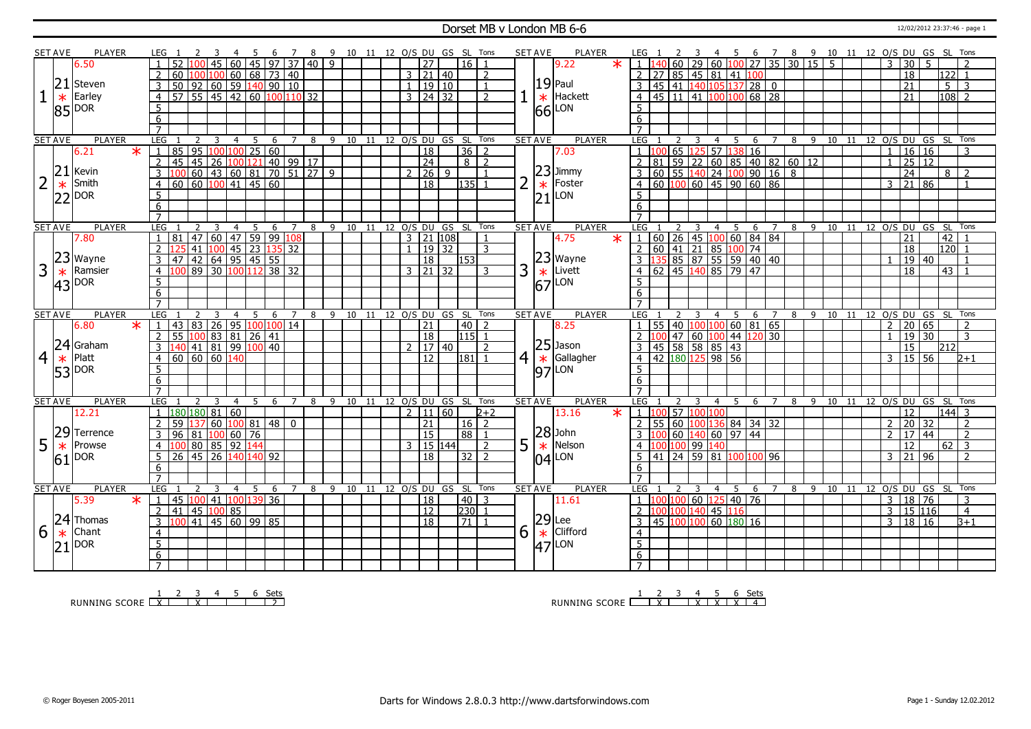# Dorset MB v London MB 6-6

12/02/2012 23:37:46 - page 1

## Set 1

| SET AVE | PLAYER | LEG | 1 | 2 | 3 | 4 | 5 | 6 | 7 | 8 | 9 | 10 | 11 | 12 | O/S | DU | GS | SL | Tons |
|---|---|---|---|---|---|---|---|---|---|---|---|---|---|---|---|---|---|---|---|
| 6.50 | Steven Earley | 1 | 52 | 100 | 45 | 60 | 45 | 97 | 37 | 40 | 9 | | | | | 27 | | 16 | 1 |
| 21 * 85 | DOR | 2 | 60 | 100 | 100 | 60 | 68 | 73 | 40 | | | | | | 3 | 21 | 40 | | 2 |
| | | 3 | 50 | 92 | 60 | 59 | 140 | 90 | 10 | | | | | | 1 | 19 | 10 | | 1 |
| | | 4 | 57 | 55 | 45 | 42 | 60 | 100 | 110 | 32 | | | | | 3 | 24 | 32 | | 2 |

| SET AVE | PLAYER | LEG | 1 | 2 | 3 | 4 | 5 | 6 | 7 | 8 | 9 | 10 | 11 | 12 | O/S | DU | GS | SL | Tons |
|---|---|---|---|---|---|---|---|---|---|---|---|---|---|---|---|---|---|---|---|
| 9.22 * | Paul Hackett | 1 | 140 | 60 | 29 | 60 | 100 | 27 | 35 | 30 | 15 | 5 | | | 3 | 30 | 5 | | 2 |
| 19 * 66 | LON | 2 | 27 | 85 | 45 | 81 | 41 | 100 | | | | | | | | 18 | | 122 | 1 |
| | | 3 | 45 | 41 | 140 | 105 | 137 | 28 | 0 | | | | | | | 21 | | 5 | 3 |
| | | 4 | 45 | 11 | 41 | 100 | 100 | 68 | 28 | | | | | | | 21 | | 108 | 2 |

## Set 2

| SET AVE | PLAYER | LEG | 1 | 2 | 3 | 4 | 5 | 6 | 7 | 8 | 9 | 10 | 11 | 12 | O/S | DU | GS | SL | Tons |
|---|---|---|---|---|---|---|---|---|---|---|---|---|---|---|---|---|---|---|---|
| 6.21 * | Kevin Smith | 1 | 85 | 95 | 100 | 100 | 25 | 60 | | | | | | | | 18 | | 36 | 2 |
| 21 * 22 | DOR | 2 | 45 | 45 | 26 | 100 | 121 | 40 | 99 | 17 | | | | | | 24 | | 8 | 2 |
| | | 3 | 100 | 60 | 43 | 60 | 81 | 70 | 51 | 27 | 9 | | | | 2 | 26 | 9 | | 1 |
| | | 4 | 60 | 60 | 100 | 41 | 45 | 60 | | | | | | | | 18 | | 135 | 1 |

| SET AVE | PLAYER | LEG | 1 | 2 | 3 | 4 | 5 | 6 | 7 | 8 | 9 | 10 | 11 | 12 | O/S | DU | GS | SL | Tons |
|---|---|---|---|---|---|---|---|---|---|---|---|---|---|---|---|---|---|---|---|
| 7.03 | Jimmy Foster | 1 | 100 | 65 | 125 | 57 | 138 | 16 | | | | | | | 1 | 16 | 16 | | 3 |
| 23 * 21 | LON | 2 | 81 | 59 | 22 | 60 | 85 | 40 | 82 | 60 | 12 | | | | 1 | 25 | 12 | | |
| | | 3 | 60 | 55 | 140 | 24 | 100 | 90 | 16 | 8 | | | | | | 24 | | 8 | 2 |
| | | 4 | 60 | 100 | 60 | 45 | 90 | 60 | 86 | | | | | | 3 | 21 | 86 | | 1 |

## Set 3

| SET AVE | PLAYER | LEG | 1 | 2 | 3 | 4 | 5 | 6 | 7 | 8 | 9 | 10 | 11 | 12 | O/S | DU | GS | SL | Tons |
|---|---|---|---|---|---|---|---|---|---|---|---|---|---|---|---|---|---|---|---|
| 7.80 | Wayne Ramsier | 1 | 81 | 47 | 60 | 47 | 59 | 99 | 108 | | | | | | 3 | 21 | 108 | | 1 |
| 23 * 43 | DOR | 2 | 125 | 41 | 100 | 45 | 23 | 135 | 32 | | | | | | 1 | 19 | 32 | | 3 |
| | | 3 | 47 | 42 | 64 | 95 | 45 | 55 | | | | | | | | 18 | | 153 | |
| | | 4 | 100 | 89 | 30 | 100 | 112 | 38 | 32 | | | | | | 3 | 21 | 32 | | 3 |

| SET AVE | PLAYER | LEG | 1 | 2 | 3 | 4 | 5 | 6 | 7 | 8 | 9 | 10 | 11 | 12 | O/S | DU | GS | SL | Tons |
|---|---|---|---|---|---|---|---|---|---|---|---|---|---|---|---|---|---|---|---|
| 4.75 * | Wayne Livett | 1 | 60 | 26 | 45 | 100 | 60 | 84 | 84 | | | | | | | 21 | | 42 | 1 |
| 23 * 67 | LON | 2 | 60 | 41 | 21 | 85 | 100 | 74 | | | | | | | | 18 | | 120 | 1 |
| | | 3 | 135 | 85 | 87 | 55 | 59 | 40 | 40 | | | | | | 1 | 19 | 40 | | 1 |
| | | 4 | 62 | 45 | 140 | 85 | 79 | 47 | | | | | | | | 18 | | 43 | 1 |

## Set 4

| SET AVE | PLAYER | LEG | 1 | 2 | 3 | 4 | 5 | 6 | 7 | 8 | 9 | 10 | 11 | 12 | O/S | DU | GS | SL | Tons |
|---|---|---|---|---|---|---|---|---|---|---|---|---|---|---|---|---|---|---|---|
| 6.80 * | Graham Platt | 1 | 43 | 83 | 26 | 95 | 100 | 100 | 14 | | | | | | | 21 | | 40 | 2 |
| 24 * 53 | DOR | 2 | 55 | 100 | 83 | 81 | 26 | 41 | | | | | | | | 18 | | 115 | 1 |
| | | 3 | 140 | 41 | 81 | 99 | 100 | 40 | | | | | | | 2 | 17 | 40 | | 2 |
| | | 4 | 60 | 60 | 60 | 140 | | | | | | | | | | 12 | | 181 | 1 |

| SET AVE | PLAYER | LEG | 1 | 2 | 3 | 4 | 5 | 6 | 7 | 8 | 9 | 10 | 11 | 12 | O/S | DU | GS | SL | Tons |
|---|---|---|---|---|---|---|---|---|---|---|---|---|---|---|---|---|---|---|---|
| 8.25 | Jason Gallagher | 1 | 55 | 40 | 100 | 100 | 60 | 81 | 65 | | | | | | 2 | 20 | 65 | | 2 |
| 25 * 97 | LON | 2 | 100 | 47 | 60 | 100 | 44 | 120 | 30 | | | | | | 1 | 19 | 30 | | 3 |
| | | 3 | 45 | 58 | 58 | 85 | 43 | | | | | | | | | 15 | | 212 | |
| | | 4 | 42 | 180 | 125 | 98 | 56 | | | | | | | | 3 | 15 | 56 | | 2+1 |

## Set 5

| SET AVE | PLAYER | LEG | 1 | 2 | 3 | 4 | 5 | 6 | 7 | 8 | 9 | 10 | 11 | 12 | O/S | DU | GS | SL | Tons |
|---|---|---|---|---|---|---|---|---|---|---|---|---|---|---|---|---|---|---|---|
| 12.21 | Terrence Prowse | 1 | 180 | 180 | 81 | 60 | | | | | | | | | 2 | 11 | 60 | | 2+2 |
| 29 * 61 | DOR | 2 | 59 | 137 | 60 | 100 | 81 | 48 | 0 | | | | | | | 21 | | 16 | 2 |
| | | 3 | 96 | 81 | 100 | 60 | 76 | | | | | | | | | 15 | | 88 | 1 |
| | | 4 | 100 | 80 | 85 | 92 | 144 | | | | | | | | 3 | 15 | 144 | | 2 |
| | | 5 | 26 | 45 | 26 | 140 | 140 | 92 | | | | | | | | 18 | | 32 | 2 |

| SET AVE | PLAYER | LEG | 1 | 2 | 3 | 4 | 5 | 6 | 7 | 8 | 9 | 10 | 11 | 12 | O/S | DU | GS | SL | Tons |
|---|---|---|---|---|---|---|---|---|---|---|---|---|---|---|---|---|---|---|---|
| 13.16 * | John Nelson | 1 | 100 | 57 | 100 | 100 | | | | | | | | | | 12 | | 144 | 3 |
| 28 * 04 | LON | 2 | 55 | 60 | 100 | 136 | 84 | 34 | 32 | | | | | | 2 | 20 | 32 | | 2 |
| | | 3 | 100 | 60 | 140 | 60 | 97 | 44 | | | | | | | 2 | 17 | 44 | | 2 |
| | | 4 | 100 | 100 | 99 | 140 | | | | | | | | | | 12 | | 62 | 3 |
| | | 5 | 41 | 24 | 59 | 81 | 100 | 100 | 96 | | | | | | 3 | 21 | 96 | | 2 |

## Set 6

| SET AVE | PLAYER | LEG | 1 | 2 | 3 | 4 | 5 | 6 | 7 | 8 | 9 | 10 | 11 | 12 | O/S | DU | GS | SL | Tons |
|---|---|---|---|---|---|---|---|---|---|---|---|---|---|---|---|---|---|---|---|
| 5.39 * | Thomas Chant | 1 | 45 | 100 | 41 | 100 | 139 | 36 | | | | | | | | 18 | | 40 | 3 |
| 24 * 21 | DOR | 2 | 41 | 45 | 100 | 85 | | | | | | | | | | 12 | | 230 | 1 |
| | | 3 | 100 | 41 | 45 | 60 | 99 | 85 | | | | | | | | 18 | | 71 | 1 |

| SET AVE | PLAYER | LEG | 1 | 2 | 3 | 4 | 5 | 6 | 7 | 8 | 9 | 10 | 11 | 12 | O/S | DU | GS | SL | Tons |
|---|---|---|---|---|---|---|---|---|---|---|---|---|---|---|---|---|---|---|---|
| 11.61 | Lee Clifford | 1 | 100 | 100 | 60 | 125 | 40 | 76 | | | | | | | 3 | 18 | 76 | | 3 |
| 29 * 47 | LON | 2 | 100 | 100 | 140 | 45 | 116 | | | | | | | | 3 | 15 | 116 | | 4 |
| | | 3 | 45 | 100 | 100 | 60 | 180 | 16 | | | | | | | 3 | 18 | 16 | | 3+1 |

## Running Score

| | 1 | 2 | 3 | 4 | 5 | 6 | Sets |
|---|---|---|---|---|---|---|---|
| DOR | X | | X | | | | 2 |
| LON | | X | | X | X | X | 4 |

© Roger Boyesen 2005-2011 — Darts for Windows 2.8.0.3 http://www.dartsforwindows.com — Page 1 - Sunday 12.02.2012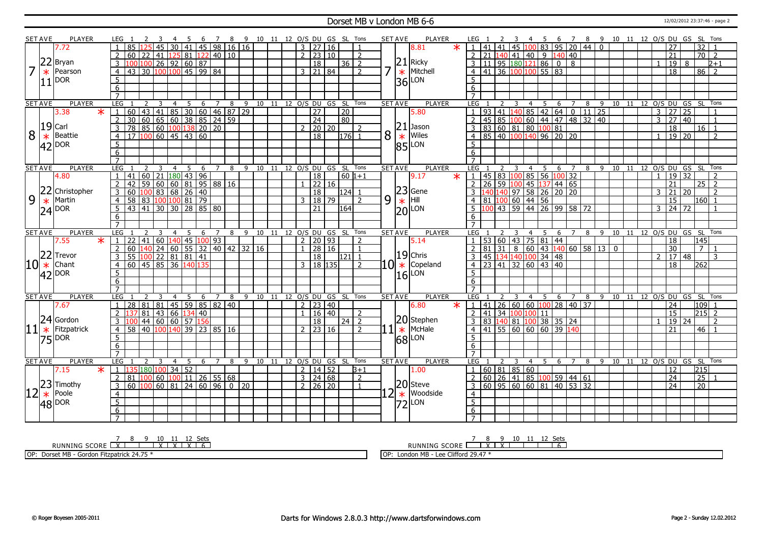# Dorset MB v London MB 6-6

12/02/2012 23:37:46 - page 2

## Set 7

| SET AVE | PLAYER | LEG | 1 | 2 | 3 | 4 | 5 | 6 | 7 | 8 | 9 | 10 | 11 | 12 | O/S | DU | GS | SL | Tons |
|---|---|---|---|---|---|---|---|---|---|---|---|---|---|---|---|---|---|---|---|
| 7.72 | Bryan Pearson (DOR) 22 / 11 | 1 | 85 | 125 | 45 | 30 | 41 | 45 | 98 | 16 | 16 | | | | 3 | 27 | 16 | | 1 |
| | | 2 | 60 | 22 | 41 | 125 | 81 | 122 | 40 | 10 | | | | | 2 | 23 | 10 | | 2 |
| | | 3 | 100 | 100 | 26 | 92 | 60 | 87 | | | | | | | | 18 | | 36 | 2 |
| | | 4 | 43 | 30 | 100 | 100 | 45 | 99 | 84 | | | | | | 3 | 21 | 84 | | 2 |

| SET AVE | PLAYER | LEG | 1 | 2 | 3 | 4 | 5 | 6 | 7 | 8 | 9 | 10 | 11 | 12 | O/S | DU | GS | SL | Tons |
|---|---|---|---|---|---|---|---|---|---|---|---|---|---|---|---|---|---|---|---|
| 8.81 * | Ricky Mitchell (LON) 21 / 36 | 1 | 41 | 41 | 45 | 100 | 83 | 95 | 20 | 44 | 0 | | | | | 27 | | 32 | 1 |
| | | 2 | 21 | 140 | 41 | 40 | 9 | 140 | 40 | | | | | | | 21 | | 70 | 2 |
| | | 3 | 11 | 95 | 180 | 121 | 86 | 0 | 8 | | | | | | 1 | 19 | 8 | | 2+1 |
| | | 4 | 41 | 36 | 100 | 100 | 55 | 83 | | | | | | | | 18 | | 86 | 2 |

## Set 8

| SET AVE | PLAYER | LEG | 1 | 2 | 3 | 4 | 5 | 6 | 7 | 8 | 9 | 10 | 11 | 12 | O/S | DU | GS | SL | Tons |
|---|---|---|---|---|---|---|---|---|---|---|---|---|---|---|---|---|---|---|---|
| 3.38 * | Carl Beattie (DOR) 19 / 42 | 1 | 60 | 43 | 41 | 85 | 30 | 60 | 46 | 87 | 29 | | | | | 27 | | 20 | |
| | | 2 | 30 | 60 | 65 | 60 | 38 | 85 | 24 | 59 | | | | | | 24 | | 80 | |
| | | 3 | 78 | 85 | 60 | 100 | 138 | 20 | 20 | | | | | | 2 | 20 | 20 | | 2 |
| | | 4 | 17 | 100 | 60 | 45 | 43 | 60 | | | | | | | | 18 | | 176 | 1 |

| SET AVE | PLAYER | LEG | 1 | 2 | 3 | 4 | 5 | 6 | 7 | 8 | 9 | 10 | 11 | 12 | O/S | DU | GS | SL | Tons |
|---|---|---|---|---|---|---|---|---|---|---|---|---|---|---|---|---|---|---|---|
| 5.80 | Jason Wiles (LON) 21 / 85 | 1 | 93 | 41 | 140 | 85 | 42 | 64 | 0 | 11 | 25 | | | | 3 | 27 | 25 | | 1 |
| | | 2 | 45 | 85 | 100 | 60 | 44 | 47 | 48 | 32 | 40 | | | | 3 | 27 | 40 | | 1 |
| | | 3 | 83 | 60 | 81 | 80 | 100 | 81 | | | | | | | | 18 | | 16 | 1 |
| | | 4 | 85 | 40 | 100 | 140 | 96 | 20 | 20 | | | | | | 1 | 19 | 20 | | 2 |

## Set 9

| SET AVE | PLAYER | LEG | 1 | 2 | 3 | 4 | 5 | 6 | 7 | 8 | 9 | 10 | 11 | 12 | O/S | DU | GS | SL | Tons |
|---|---|---|---|---|---|---|---|---|---|---|---|---|---|---|---|---|---|---|---|
| 4.80 | Christopher Martin (DOR) 22 / 24 | 1 | 41 | 60 | 21 | 180 | 43 | 96 | | | | | | | | 18 | | 60 | 1+1 |
| | | 2 | 42 | 59 | 60 | 60 | 81 | 95 | 88 | 16 | | | | | 1 | 22 | 16 | | |
| | | 3 | 60 | 100 | 83 | 68 | 26 | 40 | | | | | | | | 18 | | 124 | 1 |
| | | 4 | 58 | 83 | 100 | 100 | 81 | 79 | | | | | | | 3 | 18 | 79 | | 2 |
| | | 5 | 43 | 41 | 30 | 30 | 28 | 85 | 80 | | | | | | | 21 | | 164 | |

| SET AVE | PLAYER | LEG | 1 | 2 | 3 | 4 | 5 | 6 | 7 | 8 | 9 | 10 | 11 | 12 | O/S | DU | GS | SL | Tons |
|---|---|---|---|---|---|---|---|---|---|---|---|---|---|---|---|---|---|---|---|
| 9.17 * | Gene Hill (LON) 23 / 20 | 1 | 45 | 83 | 100 | 85 | 56 | 100 | 32 | | | | | | 1 | 19 | 32 | | 2 |
| | | 2 | 26 | 59 | 100 | 45 | 137 | 44 | 65 | | | | | | | 21 | | 25 | 2 |
| | | 3 | 140 | 140 | 97 | 58 | 26 | 20 | 20 | | | | | | 3 | 21 | 20 | | 2 |
| | | 4 | 81 | 100 | 60 | 44 | 56 | | | | | | | | | 15 | | 160 | 1 |
| | | 5 | 100 | 43 | 59 | 44 | 26 | 99 | 58 | 72 | | | | | 3 | 24 | 72 | | 1 |

## Set 10

| SET AVE | PLAYER | LEG | 1 | 2 | 3 | 4 | 5 | 6 | 7 | 8 | 9 | 10 | 11 | 12 | O/S | DU | GS | SL | Tons |
|---|---|---|---|---|---|---|---|---|---|---|---|---|---|---|---|---|---|---|---|
| 7.55 * | Trevor Chant (DOR) 22 / 42 | 1 | 22 | 41 | 60 | 140 | 45 | 100 | 93 | | | | | | 2 | 20 | 93 | | 2 |
| | | 2 | 60 | 140 | 24 | 60 | 55 | 32 | 40 | 42 | 32 | 16 | | | 1 | 28 | 16 | | 1 |
| | | 3 | 55 | 100 | 22 | 81 | 81 | 41 | | | | | | | | 18 | | 121 | 1 |
| | | 4 | 60 | 45 | 85 | 36 | 140 | 135 | | | | | | | 3 | 18 | 135 | | 2 |

| SET AVE | PLAYER | LEG | 1 | 2 | 3 | 4 | 5 | 6 | 7 | 8 | 9 | 10 | 11 | 12 | O/S | DU | GS | SL | Tons |
|---|---|---|---|---|---|---|---|---|---|---|---|---|---|---|---|---|---|---|---|
| 5.14 | Chris Copeland (LON) 19 / 16 | 1 | 53 | 60 | 43 | 75 | 81 | 44 | | | | | | | | 18 | | 145 | |
| | | 2 | 81 | 31 | 8 | 60 | 43 | 140 | 60 | 58 | 13 | 0 | | | | 30 | | 7 | 1 |
| | | 3 | 45 | 134 | 140 | 100 | 34 | 48 | | | | | | | 2 | 17 | 48 | | 3 |
| | | 4 | 23 | 41 | 32 | 60 | 43 | 40 | | | | | | | | 18 | | 262 | |

## Set 11

| SET AVE | PLAYER | LEG | 1 | 2 | 3 | 4 | 5 | 6 | 7 | 8 | 9 | 10 | 11 | 12 | O/S | DU | GS | SL | Tons |
|---|---|---|---|---|---|---|---|---|---|---|---|---|---|---|---|---|---|---|---|
| 7.67 | Gordon Fitzpatrick (DOR) 24 / 75 | 1 | 28 | 81 | 81 | 45 | 59 | 85 | 82 | 40 | | | | | 2 | 23 | 40 | | |
| | | 2 | 137 | 81 | 43 | 66 | 134 | 40 | | | | | | | 1 | 16 | 40 | | 2 |
| | | 3 | 100 | 44 | 60 | 60 | 57 | 156 | | | | | | | | 18 | | 24 | 2 |
| | | 4 | 58 | 40 | 100 | 140 | 39 | 23 | 85 | 16 | | | | | 2 | 23 | 16 | | 2 |

| SET AVE | PLAYER | LEG | 1 | 2 | 3 | 4 | 5 | 6 | 7 | 8 | 9 | 10 | 11 | 12 | O/S | DU | GS | SL | Tons |
|---|---|---|---|---|---|---|---|---|---|---|---|---|---|---|---|---|---|---|---|
| 6.80 * | Stephen McHale (LON) 20 / 68 | 1 | 41 | 26 | 60 | 60 | 100 | 28 | 40 | 37 | | | | | | 24 | | 109 | 1 |
| | | 2 | 41 | 34 | 100 | 100 | 11 | | | | | | | | | 15 | | 215 | 2 |
| | | 3 | 83 | 140 | 81 | 100 | 38 | 35 | 24 | | | | | | 1 | 19 | 24 | | 2 |
| | | 4 | 41 | 55 | 60 | 60 | 60 | 39 | 140 | | | | | | | 21 | | 46 | 1 |

## Set 12

| SET AVE | PLAYER | LEG | 1 | 2 | 3 | 4 | 5 | 6 | 7 | 8 | 9 | 10 | 11 | 12 | O/S | DU | GS | SL | Tons |
|---|---|---|---|---|---|---|---|---|---|---|---|---|---|---|---|---|---|---|---|
| 7.15 * | Timothy Poole (DOR) 23 / 48 | 1 | 135 | 180 | 100 | 34 | 52 | | | | | | | | 2 | 14 | 52 | | 3+1 |
| | | 2 | 81 | 100 | 60 | 100 | 11 | 26 | 55 | 68 | | | | | 3 | 24 | 68 | | 2 |
| | | 3 | 60 | 100 | 60 | 81 | 24 | 60 | 96 | 0 | 20 | | | | 2 | 26 | 20 | | 1 |

| SET AVE | PLAYER | LEG | 1 | 2 | 3 | 4 | 5 | 6 | 7 | 8 | 9 | 10 | 11 | 12 | O/S | DU | GS | SL | Tons |
|---|---|---|---|---|---|---|---|---|---|---|---|---|---|---|---|---|---|---|---|
| 1.00 | Steve Woodside (LON) 20 / 72 | 1 | 60 | 81 | 85 | 60 | | | | | | | | | | 12 | | 215 | |
| | | 2 | 60 | 26 | 41 | 85 | 100 | 59 | 44 | 61 | | | | | | 24 | | 25 | 1 |
| | | 3 | 60 | 95 | 60 | 60 | 81 | 40 | 53 | 32 | | | | | | 24 | | 20 | |

## Running Score

| RUNNING SCORE | 7 | 8 | 9 | 10 | 11 | 12 | Sets |
|---|---|---|---|---|---|---|---|
| Dorset MB | X | | | X | X | X | 6 |
| London MB | | X | X | | | | 6 |

OP: Dorset MB - Gordon Fitzpatrick 24.75 *

OP: London MB - Lee Clifford 29.47 *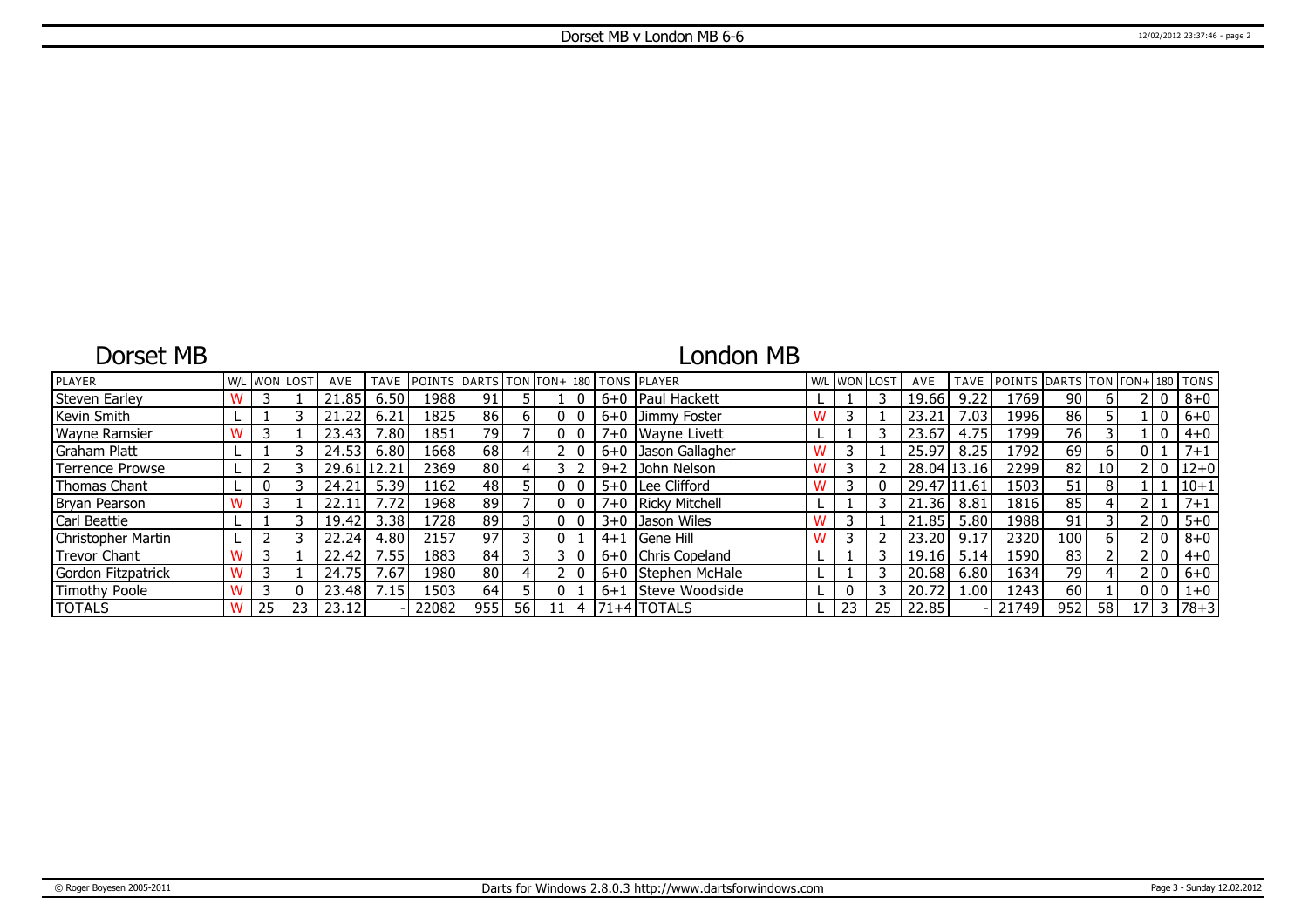# Dorset MB v London MB 6-6

## Dorset MB

## London MB

| PLAYER | W/L | WON | LOST | AVE | TAVE | POINTS | DARTS | TON | TON+ | 180 | TONS | PLAYER | W/L | WON | LOST | AVE | TAVE | POINTS | DARTS | TON | TON+ | 180 | TONS |
|---|---|---|---|---|---|---|---|---|---|---|---|---|---|---|---|---|---|---|---|---|---|---|---|
| Steven Earley | W | 3 | 1 | 21.85 | 6.50 | 1988 | 91 | 5 | 1 | 0 | 6+0 | Paul Hackett | L | 1 | 3 | 19.66 | 9.22 | 1769 | 90 | 6 | 2 | 0 | 8+0 |
| Kevin Smith | L | 1 | 3 | 21.22 | 6.21 | 1825 | 86 | 6 | 0 | 0 | 6+0 | Jimmy Foster | W | 3 | 1 | 23.21 | 7.03 | 1996 | 86 | 5 | 1 | 0 | 6+0 |
| Wayne Ramsier | W | 3 | 1 | 23.43 | 7.80 | 1851 | 79 | 7 | 0 | 0 | 7+0 | Wayne Livett | L | 1 | 3 | 23.67 | 4.75 | 1799 | 76 | 3 | 1 | 0 | 4+0 |
| Graham Platt | L | 1 | 3 | 24.53 | 6.80 | 1668 | 68 | 4 | 2 | 0 | 6+0 | Jason Gallagher | W | 3 | 1 | 25.97 | 8.25 | 1792 | 69 | 6 | 0 | 1 | 7+1 |
| Terrence Prowse | L | 2 | 3 | 29.61 | 12.21 | 2369 | 80 | 4 | 3 | 2 | 9+2 | John Nelson | W | 3 | 2 | 28.04 | 13.16 | 2299 | 82 | 10 | 2 | 0 | 12+0 |
| Thomas Chant | L | 0 | 3 | 24.21 | 5.39 | 1162 | 48 | 5 | 0 | 0 | 5+0 | Lee Clifford | W | 3 | 0 | 29.47 | 11.61 | 1503 | 51 | 8 | 1 | 1 | 10+1 |
| Bryan Pearson | W | 3 | 1 | 22.11 | 7.72 | 1968 | 89 | 7 | 0 | 0 | 7+0 | Ricky Mitchell | L | 1 | 3 | 21.36 | 8.81 | 1816 | 85 | 4 | 2 | 1 | 7+1 |
| Carl Beattie | L | 1 | 3 | 19.42 | 3.38 | 1728 | 89 | 3 | 0 | 0 | 3+0 | Jason Wiles | W | 3 | 1 | 21.85 | 5.80 | 1988 | 91 | 3 | 2 | 0 | 5+0 |
| Christopher Martin | L | 2 | 3 | 22.24 | 4.80 | 2157 | 97 | 3 | 0 | 1 | 4+1 | Gene Hill | W | 3 | 2 | 23.20 | 9.17 | 2320 | 100 | 6 | 2 | 0 | 8+0 |
| Trevor Chant | W | 3 | 1 | 22.42 | 7.55 | 1883 | 84 | 3 | 3 | 0 | 6+0 | Chris Copeland | L | 1 | 3 | 19.16 | 5.14 | 1590 | 83 | 2 | 2 | 0 | 4+0 |
| Gordon Fitzpatrick | W | 3 | 1 | 24.75 | 7.67 | 1980 | 80 | 4 | 2 | 0 | 6+0 | Stephen McHale | L | 1 | 3 | 20.68 | 6.80 | 1634 | 79 | 4 | 2 | 0 | 6+0 |
| Timothy Poole | W | 3 | 0 | 23.48 | 7.15 | 1503 | 64 | 5 | 0 | 1 | 6+1 | Steve Woodside | L | 0 | 3 | 20.72 | 1.00 | 1243 | 60 | 1 | 0 | 0 | 1+0 |
| TOTALS | W | 25 | 23 | 23.12 | - | 22082 | 955 | 56 | 11 | 4 | 71+4 | TOTALS | L | 23 | 25 | 22.85 | - | 21749 | 952 | 58 | 17 | 3 | 78+3 |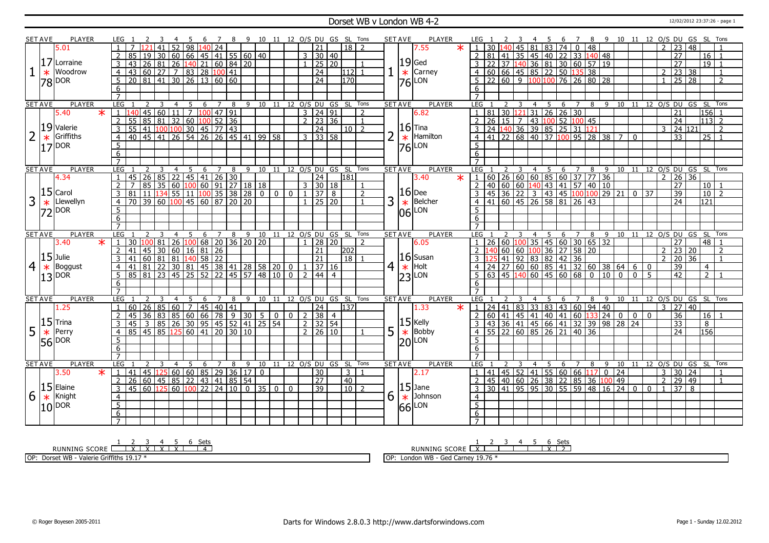# Dorset WB v London WB 4-2

12/02/2012 23:37:26 - page 1

## Set 1

| SET AVE | PLAYER | LEG | 1 | 2 | 3 | 4 | 5 | 6 | 7 | 8 | 9 | 10 | 11 | 12 | O/S | DU | GS | SL | Tons |
|---|---|---|---|---|---|---|---|---|---|---|---|---|---|---|---|---|---|---|---|
| 5.01 | Lorraine Woodrow (DOR) 17.78 | 1 | 7 | 121 | 41 | 52 | 98 | 140 | 24 | | | | | | | 21 | | 18 | 2 |
| | | 2 | 85 | 19 | 30 | 60 | 66 | 45 | 41 | 55 | 60 | 40 | | | 3 | 30 | 40 | | |
| | | 3 | 43 | 26 | 81 | 26 | 140 | 21 | 60 | 84 | 20 | | | | 1 | 25 | 20 | | 1 |
| | | 4 | 43 | 60 | 27 | 7 | 83 | 28 | 100 | 41 | | | | | | 24 | | 112 | 1 |
| | | 5 | 20 | 81 | 41 | 30 | 26 | 13 | 60 | 60 | | | | | | 24 | | 170 | |

| SET AVE | PLAYER | LEG | 1 | 2 | 3 | 4 | 5 | 6 | 7 | 8 | 9 | 10 | 11 | 12 | O/S | DU | GS | SL | Tons |
|---|---|---|---|---|---|---|---|---|---|---|---|---|---|---|---|---|---|---|---|
| 7.55 * | Ged Carney (LON) 19.76 | 1 | 30 | 140 | 45 | 81 | 83 | 74 | 0 | 48 | | | | | 2 | 23 | 48 | | 1 |
| | | 2 | 81 | 41 | 35 | 45 | 40 | 22 | 33 | 140 | 48 | | | | | 27 | | 16 | 1 |
| | | 3 | 22 | 37 | 140 | 36 | 81 | 30 | 60 | 57 | 19 | | | | | 27 | | 19 | 1 |
| | | 4 | 60 | 66 | 45 | 85 | 22 | 50 | 135 | 38 | | | | | 2 | 23 | 38 | | 1 |
| | | 5 | 22 | 60 | 9 | 100 | 100 | 76 | 26 | 80 | 28 | | | | 1 | 25 | 28 | | 2 |

## Set 2

| SET AVE | PLAYER | LEG | 1 | 2 | 3 | 4 | 5 | 6 | 7 | 8 | 9 | 10 | 11 | 12 | O/S | DU | GS | SL | Tons |
|---|---|---|---|---|---|---|---|---|---|---|---|---|---|---|---|---|---|---|---|
| 5.40 * | Valerie Griffiths (DOR) 19.17 | 1 | 140 | 45 | 60 | 11 | 7 | 100 | 47 | 91 | | | | | 3 | 24 | 91 | | 2 |
| | | 2 | 55 | 85 | 81 | 32 | 60 | 100 | 52 | 36 | | | | | 2 | 23 | 36 | | 1 |
| | | 3 | 55 | 41 | 100 | 100 | 30 | 45 | 77 | 43 | | | | | | 24 | | 10 | 2 |
| | | 4 | 40 | 45 | 41 | 26 | 54 | 26 | 26 | 45 | 41 | 99 | 58 | | 3 | 33 | 58 | | |

| SET AVE | PLAYER | LEG | 1 | 2 | 3 | 4 | 5 | 6 | 7 | 8 | 9 | 10 | 11 | 12 | O/S | DU | GS | SL | Tons |
|---|---|---|---|---|---|---|---|---|---|---|---|---|---|---|---|---|---|---|---|
| 6.82 | Tina Hamilton (LON) 16.76 | 1 | 81 | 30 | 121 | 31 | 26 | 26 | 30 | | | | | | | 21 | | 156 | 1 |
| | | 2 | 26 | 15 | 7 | 43 | 100 | 52 | 100 | 45 | | | | | | 24 | | 113 | 2 |
| | | 3 | 24 | 140 | 36 | 39 | 85 | 25 | 31 | 121 | | | | | 3 | 24 | 121 | | 2 |
| | | 4 | 41 | 22 | 68 | 40 | 37 | 100 | 95 | 28 | 38 | 7 | 0 | | | 33 | | 25 | 1 |

## Set 3

| SET AVE | PLAYER | LEG | 1 | 2 | 3 | 4 | 5 | 6 | 7 | 8 | 9 | 10 | 11 | 12 | O/S | DU | GS | SL | Tons |
|---|---|---|---|---|---|---|---|---|---|---|---|---|---|---|---|---|---|---|---|
| 4.34 | Carol Llewellyn (DOR) 15.72 | 1 | 45 | 26 | 85 | 22 | 45 | 41 | 26 | 30 | | | | | | 24 | | 181 | |
| | | 2 | 7 | 85 | 35 | 60 | 100 | 60 | 91 | 27 | 18 | 18 | | | 3 | 30 | 18 | | 1 |
| | | 3 | 81 | 11 | 134 | 55 | 11 | 100 | 35 | 38 | 28 | 0 | 0 | 0 | 1 | 37 | 8 | | 2 |
| | | 4 | 70 | 39 | 60 | 100 | 45 | 60 | 87 | 20 | 20 | | | | 1 | 25 | 20 | | 1 |

| SET AVE | PLAYER | LEG | 1 | 2 | 3 | 4 | 5 | 6 | 7 | 8 | 9 | 10 | 11 | 12 | O/S | DU | GS | SL | Tons |
|---|---|---|---|---|---|---|---|---|---|---|---|---|---|---|---|---|---|---|---|
| 3.40 * | Dee Belcher (LON) 16.06 | 1 | 60 | 26 | 60 | 60 | 85 | 60 | 37 | 77 | 36 | | | | 2 | 26 | 36 | | |
| | | 2 | 40 | 60 | 60 | 140 | 43 | 41 | 57 | 40 | 10 | | | | | 27 | | 10 | 1 |
| | | 3 | 45 | 36 | 22 | 3 | 43 | 45 | 100 | 100 | 29 | 21 | 0 | 37 | | 39 | | 10 | 2 |
| | | 4 | 41 | 60 | 45 | 26 | 58 | 81 | 26 | 43 | | | | | | 24 | | 121 | |

## Set 4

| SET AVE | PLAYER | LEG | 1 | 2 | 3 | 4 | 5 | 6 | 7 | 8 | 9 | 10 | 11 | 12 | O/S | DU | GS | SL | Tons |
|---|---|---|---|---|---|---|---|---|---|---|---|---|---|---|---|---|---|---|---|
| 3.40 * | Julie Boggust (DOR) 15.13 | 1 | 30 | 100 | 81 | 26 | 100 | 68 | 20 | 36 | 20 | 20 | | | 1 | 28 | 20 | | 2 |
| | | 2 | 41 | 45 | 30 | 60 | 16 | 81 | 26 | | | | | | | 21 | | 202 | |
| | | 3 | 41 | 60 | 81 | 81 | 140 | 58 | 22 | | | | | | | 21 | | 18 | 1 |
| | | 4 | 41 | 81 | 22 | 30 | 81 | 45 | 38 | 41 | 28 | 58 | 20 | 0 | 1 | 37 | 16 | | |
| | | 5 | 85 | 81 | 23 | 45 | 25 | 52 | 22 | 45 | 57 | 48 | 10 | 0 | 2 | 44 | 4 | | |

| SET AVE | PLAYER | LEG | 1 | 2 | 3 | 4 | 5 | 6 | 7 | 8 | 9 | 10 | 11 | 12 | O/S | DU | GS | SL | Tons |
|---|---|---|---|---|---|---|---|---|---|---|---|---|---|---|---|---|---|---|---|
| 6.05 | Susan Holt (LON) 16.23 | 1 | 26 | 60 | 100 | 35 | 45 | 60 | 30 | 65 | 32 | | | | | 27 | | 48 | 1 |
| | | 2 | 140 | 60 | 60 | 100 | 36 | 27 | 58 | 20 | | | | | 2 | 23 | 20 | | 2 |
| | | 3 | 125 | 41 | 92 | 83 | 82 | 42 | 36 | | | | | | 2 | 20 | 36 | | 1 |
| | | 4 | 24 | 27 | 60 | 60 | 85 | 41 | 32 | 60 | 38 | 64 | 6 | 0 | | 39 | | 4 | |
| | | 5 | 63 | 45 | 140 | 60 | 45 | 60 | 68 | 0 | 10 | 0 | 0 | 5 | | 42 | | 2 | 1 |

## Set 5

| SET AVE | PLAYER | LEG | 1 | 2 | 3 | 4 | 5 | 6 | 7 | 8 | 9 | 10 | 11 | 12 | O/S | DU | GS | SL | Tons |
|---|---|---|---|---|---|---|---|---|---|---|---|---|---|---|---|---|---|---|---|
| 1.25 | Trina Perry (DOR) 15.56 | 1 | 60 | 26 | 85 | 60 | 7 | 45 | 40 | 41 | | | | | | 24 | | 137 | |
| | | 2 | 45 | 36 | 83 | 85 | 60 | 66 | 78 | 9 | 30 | 5 | 0 | 0 | 2 | 38 | 4 | | |
| | | 3 | 45 | 3 | 85 | 26 | 30 | 95 | 45 | 52 | 41 | 25 | 54 | | 2 | 32 | 54 | | |
| | | 4 | 85 | 45 | 85 | 125 | 60 | 41 | 20 | 30 | 10 | | | | 2 | 26 | 10 | | 1 |

| SET AVE | PLAYER | LEG | 1 | 2 | 3 | 4 | 5 | 6 | 7 | 8 | 9 | 10 | 11 | 12 | O/S | DU | GS | SL | Tons |
|---|---|---|---|---|---|---|---|---|---|---|---|---|---|---|---|---|---|---|---|
| 1.33 * | Kelly Bobby (LON) 15.20 | 1 | 24 | 41 | 83 | 33 | 83 | 43 | 60 | 94 | 40 | | | | 3 | 27 | 40 | | |
| | | 2 | 60 | 41 | 45 | 41 | 40 | 41 | 60 | 133 | 24 | 0 | 0 | 0 | | 36 | | 16 | 1 |
| | | 3 | 43 | 36 | 41 | 45 | 66 | 41 | 32 | 39 | 98 | 28 | 24 | | | 33 | | 8 | |
| | | 4 | 55 | 22 | 60 | 85 | 26 | 21 | 40 | 36 | | | | | | 24 | | 156 | |

## Set 6

| SET AVE | PLAYER | LEG | 1 | 2 | 3 | 4 | 5 | 6 | 7 | 8 | 9 | 10 | 11 | 12 | O/S | DU | GS | SL | Tons |
|---|---|---|---|---|---|---|---|---|---|---|---|---|---|---|---|---|---|---|---|
| 3.50 * | Elaine Knight (DOR) 15.10 | 1 | 41 | 45 | 125 | 60 | 60 | 85 | 29 | 36 | 17 | 0 | | | | 30 | | 3 | 1 |
| | | 2 | 26 | 60 | 45 | 85 | 22 | 43 | 41 | 85 | 54 | | | | | 27 | | 40 | |
| | | 3 | 45 | 60 | 125 | 60 | 100 | 22 | 24 | 10 | 0 | 35 | 0 | 0 | | 39 | | 10 | 2 |

| SET AVE | PLAYER | LEG | 1 | 2 | 3 | 4 | 5 | 6 | 7 | 8 | 9 | 10 | 11 | 12 | O/S | DU | GS | SL | Tons |
|---|---|---|---|---|---|---|---|---|---|---|---|---|---|---|---|---|---|---|---|
| 2.17 | Jane Johnson (LON) 15.66 | 1 | 41 | 45 | 52 | 41 | 55 | 60 | 66 | 117 | 0 | 24 | | | 3 | 30 | 24 | | 1 |
| | | 2 | 45 | 40 | 60 | 26 | 38 | 22 | 85 | 36 | 100 | 49 | | | 2 | 29 | 49 | | 1 |
| | | 3 | 30 | 41 | 95 | 95 | 30 | 55 | 59 | 48 | 16 | 24 | 0 | 0 | 1 | 37 | 8 | | |

RUNNING SCORE (Dorset WB): Sets 1 X, 2 X, 3 X, 4 X, 5 –, 6 – — Sets: 4

RUNNING SCORE (London WB): Sets 1 X, 2 –, 3 –, 4 –, 5 –, 6 X — Sets: 2

OP: Dorset WB - Valerie Griffiths 19.17 *

OP: London WB - Ged Carney 19.76 *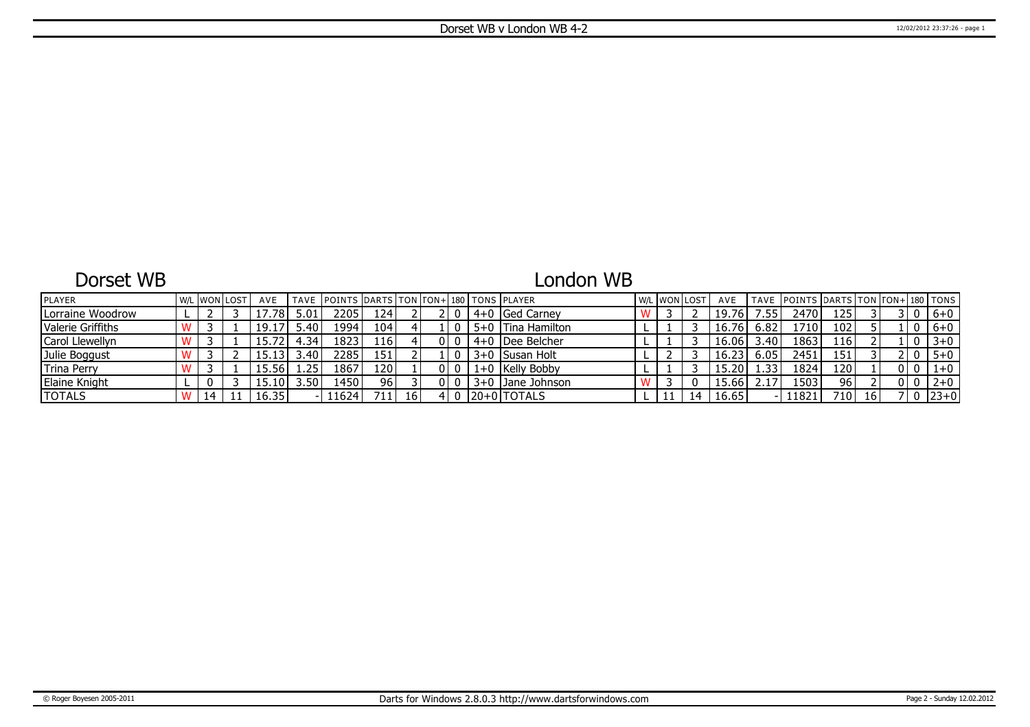Dorset WB v London WB 4-2

12/02/2012 23:37:26 - page 1

# Dorset WB

# London WB

| PLAYER | W/L | WON | LOST | AVE | TAVE | POINTS | DARTS | TON | TON+ | 180 | TONS | PLAYER | W/L | WON | LOST | AVE | TAVE | POINTS | DARTS | TON | TON+ | 180 | TONS |
|---|---|---|---|---|---|---|---|---|---|---|---|---|---|---|---|---|---|---|---|---|---|---|---|
| Lorraine Woodrow | L | 2 | 3 | 17.78 | 5.01 | 2205 | 124 | 2 | 2 | 0 | 4+0 | Ged Carney | W | 3 | 2 | 19.76 | 7.55 | 2470 | 125 | 3 | 3 | 0 | 6+0 |
| Valerie Griffiths | W | 3 | 1 | 19.17 | 5.40 | 1994 | 104 | 4 | 1 | 0 | 5+0 | Tina Hamilton | L | 1 | 3 | 16.76 | 6.82 | 1710 | 102 | 5 | 1 | 0 | 6+0 |
| Carol Llewellyn | W | 3 | 1 | 15.72 | 4.34 | 1823 | 116 | 4 | 0 | 0 | 4+0 | Dee Belcher | L | 1 | 3 | 16.06 | 3.40 | 1863 | 116 | 2 | 1 | 0 | 3+0 |
| Julie Boggust | W | 3 | 2 | 15.13 | 3.40 | 2285 | 151 | 2 | 1 | 0 | 3+0 | Susan Holt | L | 2 | 3 | 16.23 | 6.05 | 2451 | 151 | 3 | 2 | 0 | 5+0 |
| Trina Perry | W | 3 | 1 | 15.56 | 1.25 | 1867 | 120 | 1 | 0 | 0 | 1+0 | Kelly Bobby | L | 1 | 3 | 15.20 | 1.33 | 1824 | 120 | 1 | 0 | 0 | 1+0 |
| Elaine Knight | L | 0 | 3 | 15.10 | 3.50 | 1450 | 96 | 3 | 0 | 0 | 3+0 | Jane Johnson | W | 3 | 0 | 15.66 | 2.17 | 1503 | 96 | 2 | 0 | 0 | 2+0 |
| TOTALS | W | 14 | 11 | 16.35 | - | 11624 | 711 | 16 | 4 | 0 | 20+0 | TOTALS | L | 11 | 14 | 16.65 | - | 11821 | 710 | 16 | 7 | 0 | 23+0 |

© Roger Boyesen 2005-2011

Darts for Windows 2.8.0.3 http://www.dartsforwindows.com

Page 2 - Sunday 12.02.2012